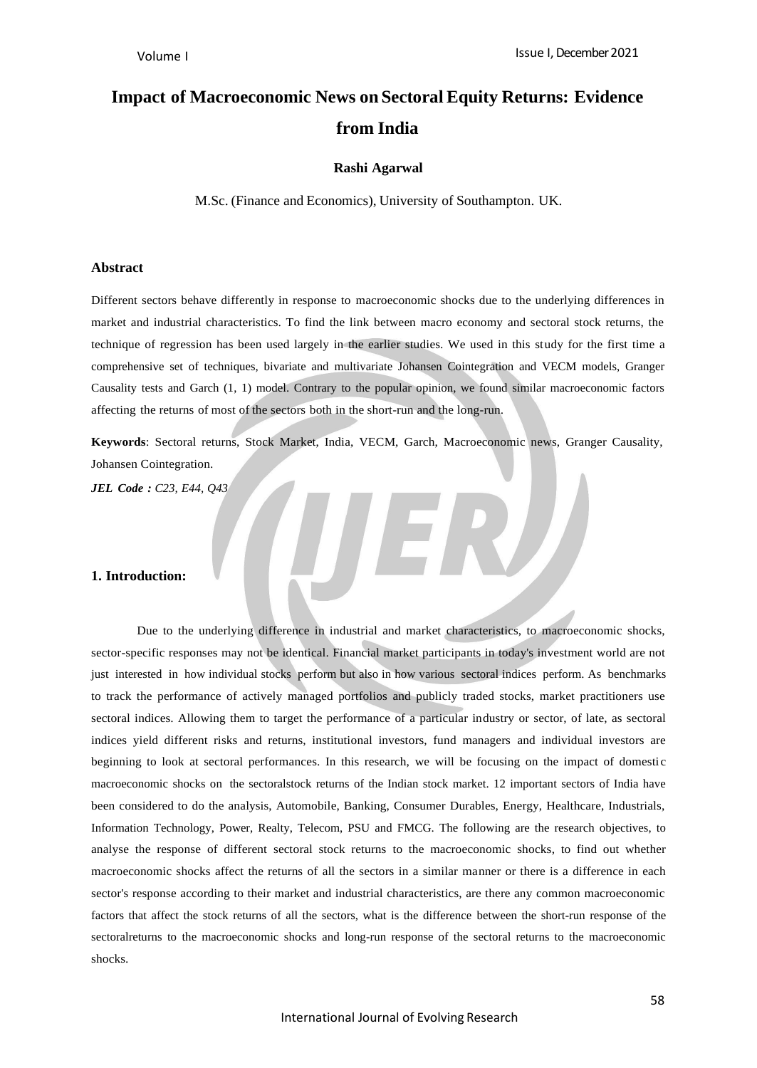# Impact of Macroeconomic News on Sectoral Equity Returns: Evidence from India

**Rashi Agarwal**

M.Sc. (Finance and Economics), University of Southampton. UK.

## Abstract

Different sectors behave differently in response to macroeconomic shocks due to the underlying differences in market and industrial characteristics. To find the link between macro economy and sectoral stock returns, the technique of regression has been used largely in the earlier studies. We used in this study for the first time a comprehensive set of techniques, bivariate and multivariate Johansen Cointegration and VECM models, Granger Causality tests and Garch (1, 1) model. Contrary to the popular opinion, we found similar macroeconomic factors affecting the returns of most of the sectors both in the short-run and the long-run.

**Keywords**: Sectoral returns, Stock Market, India, VECM, Garch, Macroeconomic news, Granger Causality, Johansen Cointegration.

***JEL Code :*** *C23, E44, Q43*

## 1. Introduction:

Due to the underlying difference in industrial and market characteristics, to macroeconomic shocks, sector-specific responses may not be identical. Financial market participants in today's investment world are not just interested in how individual stocks perform but also in how various sectoral indices perform. As benchmarks to track the performance of actively managed portfolios and publicly traded stocks, market practitioners use sectoral indices. Allowing them to target the performance of a particular industry or sector, of late, as sectoral indices yield different risks and returns, institutional investors, fund managers and individual investors are beginning to look at sectoral performances. In this research, we will be focusing on the impact of domestic macroeconomic shocks on the sectoralstock returns of the Indian stock market. 12 important sectors of India have been considered to do the analysis, Automobile, Banking, Consumer Durables, Energy, Healthcare, Industrials, Information Technology, Power, Realty, Telecom, PSU and FMCG. The following are the research objectives, to analyse the response of different sectoral stock returns to the macroeconomic shocks, to find out whether macroeconomic shocks affect the returns of all the sectors in a similar manner or there is a difference in each sector's response according to their market and industrial characteristics, are there any common macroeconomic factors that affect the stock returns of all the sectors, what is the difference between the short-run response of the sectoralreturns to the macroeconomic shocks and long-run response of the sectoral returns to the macroeconomic shocks.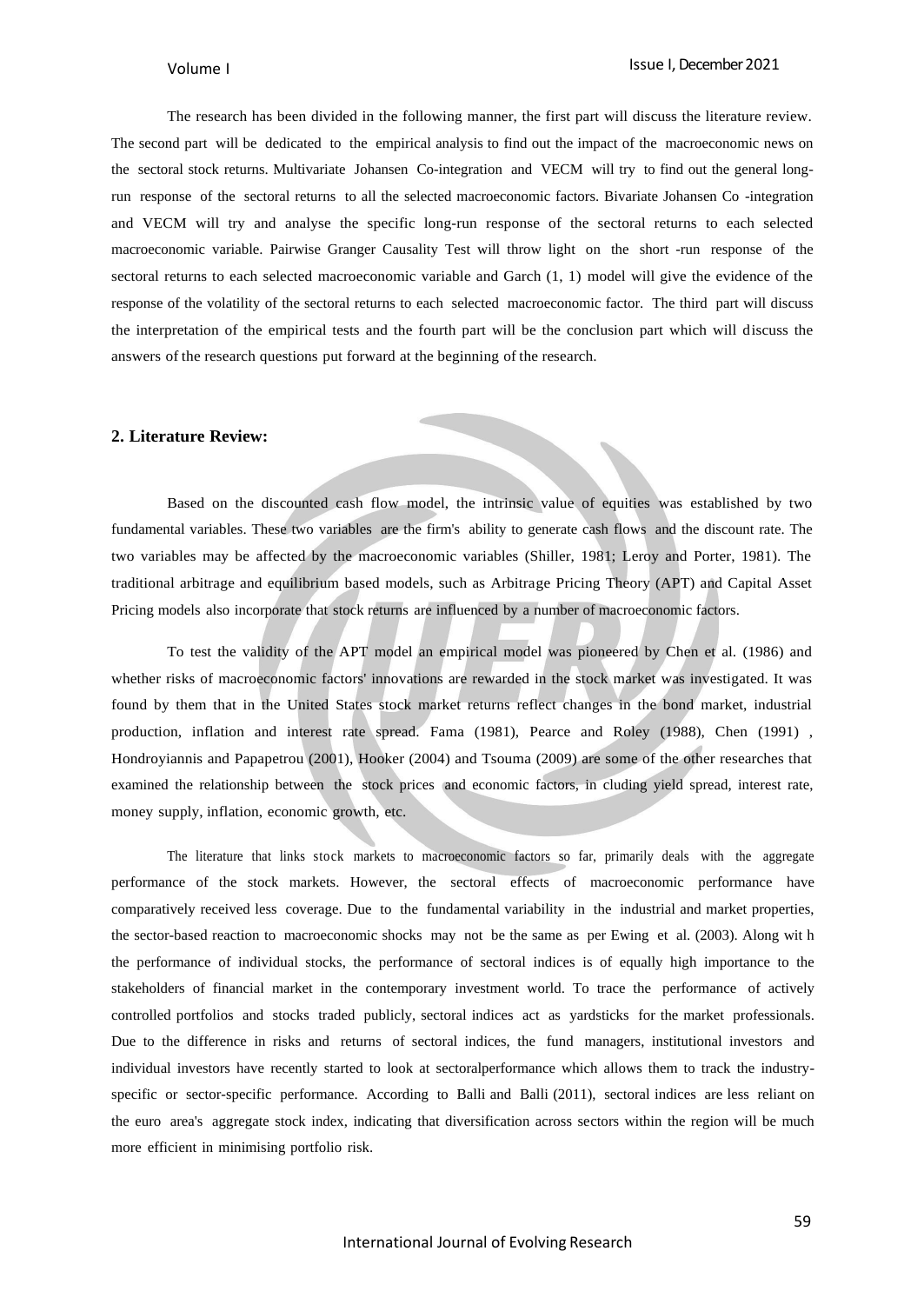The research has been divided in the following manner, the first part will discuss the literature review. The second part will be dedicated to the empirical analysis to find out the impact of the macroeconomic news on the sectoral stock returns. Multivariate Johansen Co-integration and VECM will try to find out the general long-run response of the sectoral returns to all the selected macroeconomic factors. Bivariate Johansen Co -integration and VECM will try and analyse the specific long-run response of the sectoral returns to each selected macroeconomic variable. Pairwise Granger Causality Test will throw light on the short -run response of the sectoral returns to each selected macroeconomic variable and Garch (1, 1) model will give the evidence of the response of the volatility of the sectoral returns to each selected macroeconomic factor. The third part will discuss the interpretation of the empirical tests and the fourth part will be the conclusion part which will discuss the answers of the research questions put forward at the beginning of the research.

## 2. Literature Review:

Based on the discounted cash flow model, the intrinsic value of equities was established by two fundamental variables. These two variables are the firm's ability to generate cash flows and the discount rate. The two variables may be affected by the macroeconomic variables (Shiller, 1981; Leroy and Porter, 1981). The traditional arbitrage and equilibrium based models, such as Arbitrage Pricing Theory (APT) and Capital Asset Pricing models also incorporate that stock returns are influenced by a number of macroeconomic factors.

To test the validity of the APT model an empirical model was pioneered by Chen et al. (1986) and whether risks of macroeconomic factors' innovations are rewarded in the stock market was investigated. It was found by them that in the United States stock market returns reflect changes in the bond market, industrial production, inflation and interest rate spread. Fama (1981), Pearce and Roley (1988), Chen (1991) , Hondroyiannis and Papapetrou (2001), Hooker (2004) and Tsouma (2009) are some of the other researches that examined the relationship between the stock prices and economic factors, in cluding yield spread, interest rate, money supply, inflation, economic growth, etc.

The literature that links stock markets to macroeconomic factors so far, primarily deals with the aggregate performance of the stock markets. However, the sectoral effects of macroeconomic performance have comparatively received less coverage. Due to the fundamental variability in the industrial and market properties, the sector-based reaction to macroeconomic shocks may not be the same as per Ewing et al. (2003). Along wit h the performance of individual stocks, the performance of sectoral indices is of equally high importance to the stakeholders of financial market in the contemporary investment world. To trace the performance of actively controlled portfolios and stocks traded publicly, sectoral indices act as yardsticks for the market professionals. Due to the difference in risks and returns of sectoral indices, the fund managers, institutional investors and individual investors have recently started to look at sectoralperformance which allows them to track the industry-specific or sector-specific performance. According to Balli and Balli (2011), sectoral indices are less reliant on the euro area's aggregate stock index, indicating that diversification across sectors within the region will be much more efficient in minimising portfolio risk.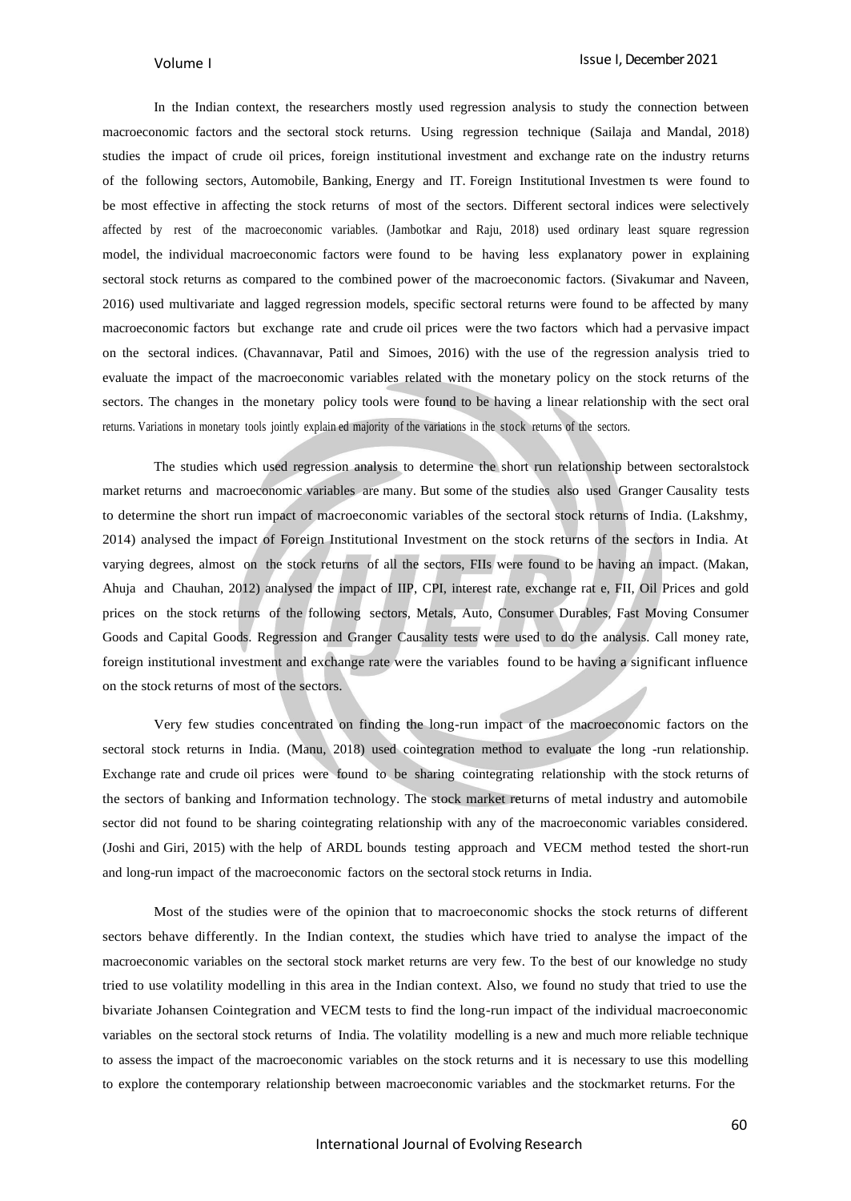In the Indian context, the researchers mostly used regression analysis to study the connection between macroeconomic factors and the sectoral stock returns. Using regression technique (Sailaja and Mandal, 2018) studies the impact of crude oil prices, foreign institutional investment and exchange rate on the industry returns of the following sectors, Automobile, Banking, Energy and IT. Foreign Institutional Investmen ts were found to be most effective in affecting the stock returns of most of the sectors. Different sectoral indices were selectively affected by rest of the macroeconomic variables. (Jambotkar and Raju, 2018) used ordinary least square regression model, the individual macroeconomic factors were found to be having less explanatory power in explaining sectoral stock returns as compared to the combined power of the macroeconomic factors. (Sivakumar and Naveen, 2016) used multivariate and lagged regression models, specific sectoral returns were found to be affected by many macroeconomic factors but exchange rate and crude oil prices were the two factors which had a pervasive impact on the sectoral indices. (Chavannavar, Patil and Simoes, 2016) with the use of the regression analysis tried to evaluate the impact of the macroeconomic variables related with the monetary policy on the stock returns of the sectors. The changes in the monetary policy tools were found to be having a linear relationship with the sect oral returns. Variations in monetary tools jointly explain ed majority of the variations in the stock returns of the sectors.

The studies which used regression analysis to determine the short run relationship between sectoralstock market returns and macroeconomic variables are many. But some of the studies also used Granger Causality tests to determine the short run impact of macroeconomic variables of the sectoral stock returns of India. (Lakshmy, 2014) analysed the impact of Foreign Institutional Investment on the stock returns of the sectors in India. At varying degrees, almost on the stock returns of all the sectors, FIIs were found to be having an impact. (Makan, Ahuja and Chauhan, 2012) analysed the impact of IIP, CPI, interest rate, exchange rat e, FII, Oil Prices and gold prices on the stock returns of the following sectors, Metals, Auto, Consumer Durables, Fast Moving Consumer Goods and Capital Goods. Regression and Granger Causality tests were used to do the analysis. Call money rate, foreign institutional investment and exchange rate were the variables found to be having a significant influence on the stock returns of most of the sectors.

Very few studies concentrated on finding the long-run impact of the macroeconomic factors on the sectoral stock returns in India. (Manu, 2018) used cointegration method to evaluate the long -run relationship. Exchange rate and crude oil prices were found to be sharing cointegrating relationship with the stock returns of the sectors of banking and Information technology. The stock market returns of metal industry and automobile sector did not found to be sharing cointegrating relationship with any of the macroeconomic variables considered. (Joshi and Giri, 2015) with the help of ARDL bounds testing approach and VECM method tested the short-run and long-run impact of the macroeconomic factors on the sectoral stock returns in India.

Most of the studies were of the opinion that to macroeconomic shocks the stock returns of different sectors behave differently. In the Indian context, the studies which have tried to analyse the impact of the macroeconomic variables on the sectoral stock market returns are very few. To the best of our knowledge no study tried to use volatility modelling in this area in the Indian context. Also, we found no study that tried to use the bivariate Johansen Cointegration and VECM tests to find the long-run impact of the individual macroeconomic variables on the sectoral stock returns of India. The volatility modelling is a new and much more reliable technique to assess the impact of the macroeconomic variables on the stock returns and it is necessary to use this modelling to explore the contemporary relationship between macroeconomic variables and the stockmarket returns. For the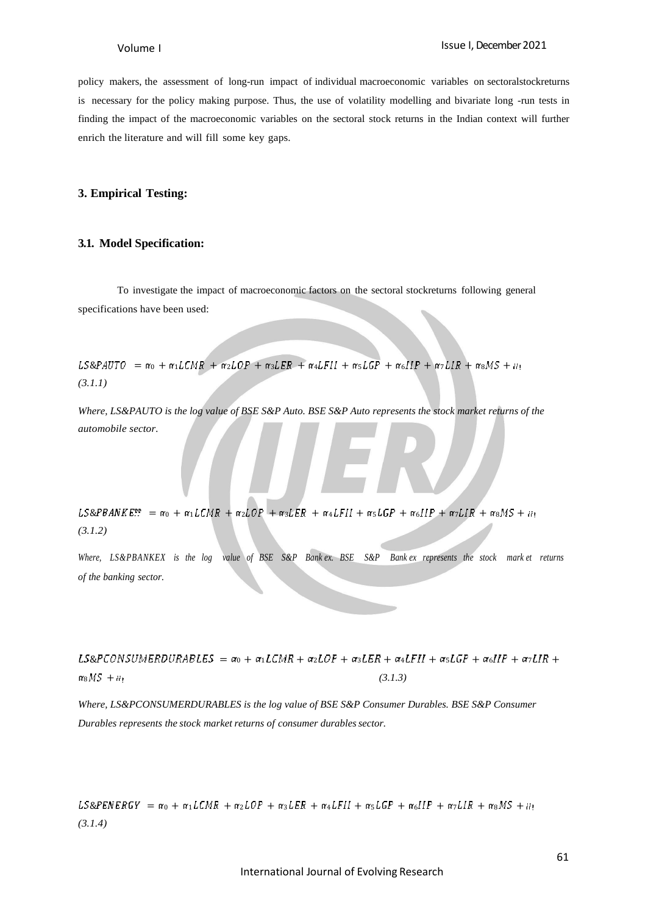policy makers, the assessment of long-run impact of individual macroeconomic variables on sectoralstockreturns is necessary for the policy making purpose. Thus, the use of volatility modelling and bivariate long -run tests in finding the impact of the macroeconomic variables on the sectoral stock returns in the Indian context will further enrich the literature and will fill some key gaps.

## 3. Empirical Testing:

### 3.1. Model Specification:

To investigate the impact of macroeconomic factors on the sectoral stockreturns following general specifications have been used:

$$LS\&PAUTO = \alpha_0 + \alpha_1 LCMR + \alpha_2 LOP + \alpha_3 LER + \alpha_4 LFII + \alpha_5 LGP + \alpha_6 IIP + \alpha_7 LIR + \alpha_8 MS + \varepsilon_t \quad (3.1.1)$$

*Where, LS&PAUTO is the log value of BSE S&P Auto. BSE S&P Auto represents the stock market returns of the automobile sector.*

$$LS\&PBANKEX = \alpha_0 + \alpha_1 LCMR + \alpha_2 LOP + \alpha_3 LER + \alpha_4 LFII + \alpha_5 LGP + \alpha_6 IIP + \alpha_7 LIR + \alpha_8 MS + \varepsilon_t \quad (3.1.2)$$

*Where, LS&PBANKEX is the log value of BSE S&P Bank ex. BSE S&P Bank ex represents the stock mark et returns of the banking sector.*

$$LS\&PCONSUMERDURABLES = \alpha_0 + \alpha_1 LCMR + \alpha_2 LOP + \alpha_3 LER + \alpha_4 LFII + \alpha_5 LGP + \alpha_6 IIP + \alpha_7 LIR + \alpha_8 MS + \varepsilon_t \quad (3.1.3)$$

*Where, LS&PCONSUMERDURABLES is the log value of BSE S&P Consumer Durables. BSE S&P Consumer Durables represents the stock market returns of consumer durables sector.*

$$LS\&PENERGY = \alpha_0 + \alpha_1 LCMR + \alpha_2 LOP + \alpha_3 LER + \alpha_4 LFII + \alpha_5 LGP + \alpha_6 IIP + \alpha_7 LIR + \alpha_8 MS + \varepsilon_t \quad (3.1.4)$$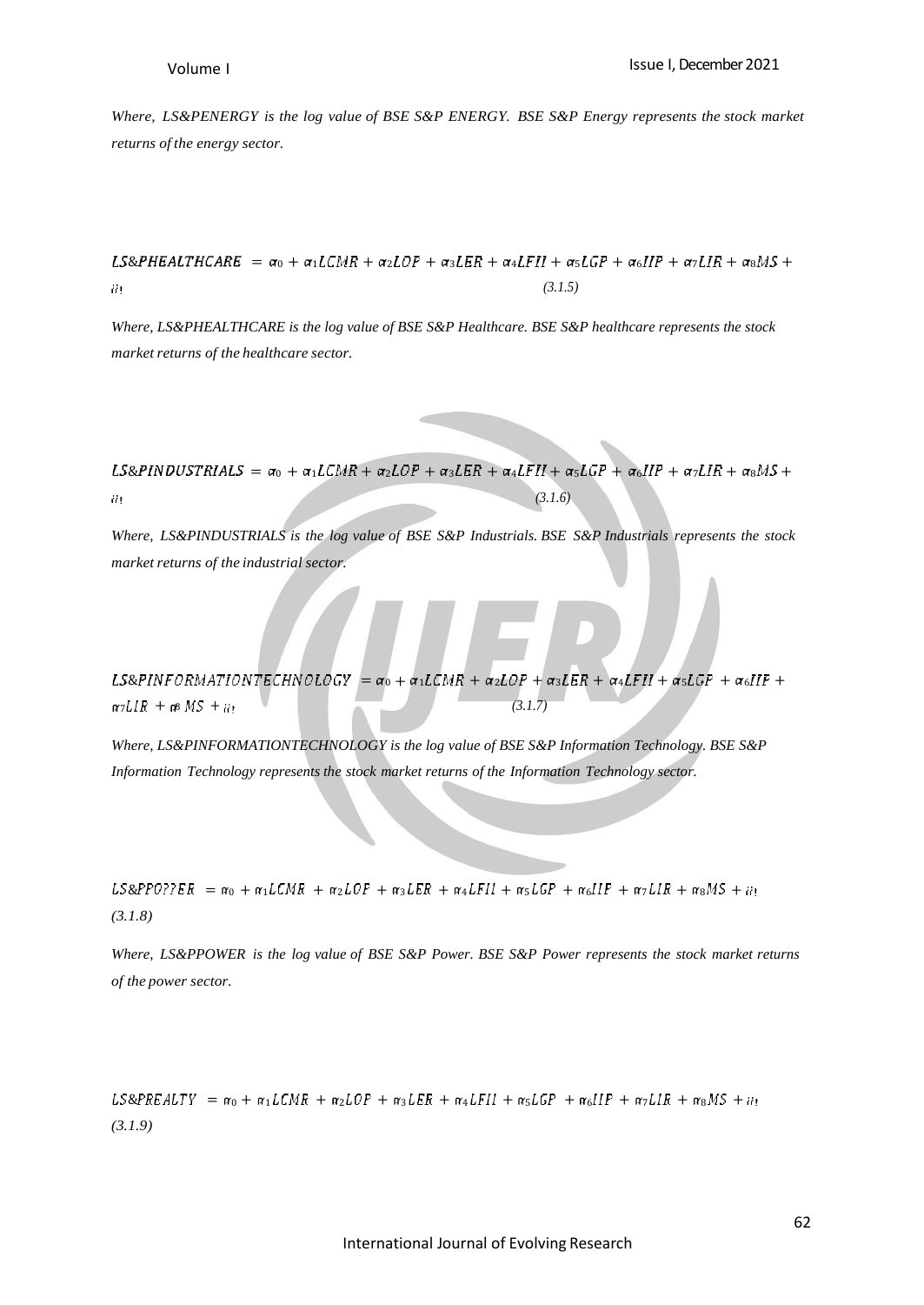*Where, LS&PENERGY is the log value of BSE S&P ENERGY. BSE S&P Energy represents the stock market returns of the energy sector.*

$$LS\&PHEALTHCARE = \alpha_0 + \alpha_1 LCMR + \alpha_2 LOP + \alpha_3 LER + \alpha_4 LFII + \alpha_5 LGP + \alpha_6 IIP + \alpha_7 LIR + \alpha_8 MS + \mu_t \quad (3.1.5)$$

*Where, LS&PHEALTHCARE is the log value of BSE S&P Healthcare. BSE S&P healthcare represents the stock market returns of the healthcare sector.*

$$LS\&PINDUSTRIALS = \alpha_0 + \alpha_1 LCMR + \alpha_2 LOP + \alpha_3 LER + \alpha_4 LFII + \alpha_5 LGP + \alpha_6 IIP + \alpha_7 LIR + \alpha_8 MS + \mu_t \quad (3.1.6)$$

*Where, LS&PINDUSTRIALS is the log value of BSE S&P Industrials. BSE S&P Industrials represents the stock market returns of the industrial sector.*

$$LS\&PINFORMATIONTECHNOLOGY = \alpha_0 + \alpha_1 LCMR + \alpha_2 LOP + \alpha_3 LER + \alpha_4 LFII + \alpha_5 LGP + \alpha_6 IIP + \alpha_7 LIR + \alpha_8 MS + \mu_t \quad (3.1.7)$$

*Where, LS&PINFORMATIONTECHNOLOGY is the log value of BSE S&P Information Technology. BSE S&P Information Technology represents the stock market returns of the Information Technology sector.*

$$LS\&PPOWER = \alpha_0 + \alpha_1 LCMR + \alpha_2 LOP + \alpha_3 LER + \alpha_4 LFII + \alpha_5 LGP + \alpha_6 IIP + \alpha_7 LIR + \alpha_8 MS + \mu_t \quad (3.1.8)$$

*Where, LS&PPOWER is the log value of BSE S&P Power. BSE S&P Power represents the stock market returns of the power sector.*

$$LS\&PREALTY = \alpha_0 + \alpha_1 LCMR + \alpha_2 LOP + \alpha_3 LER + \alpha_4 LFII + \alpha_5 LGP + \alpha_6 IIP + \alpha_7 LIR + \alpha_8 MS + \mu_t \quad (3.1.9)$$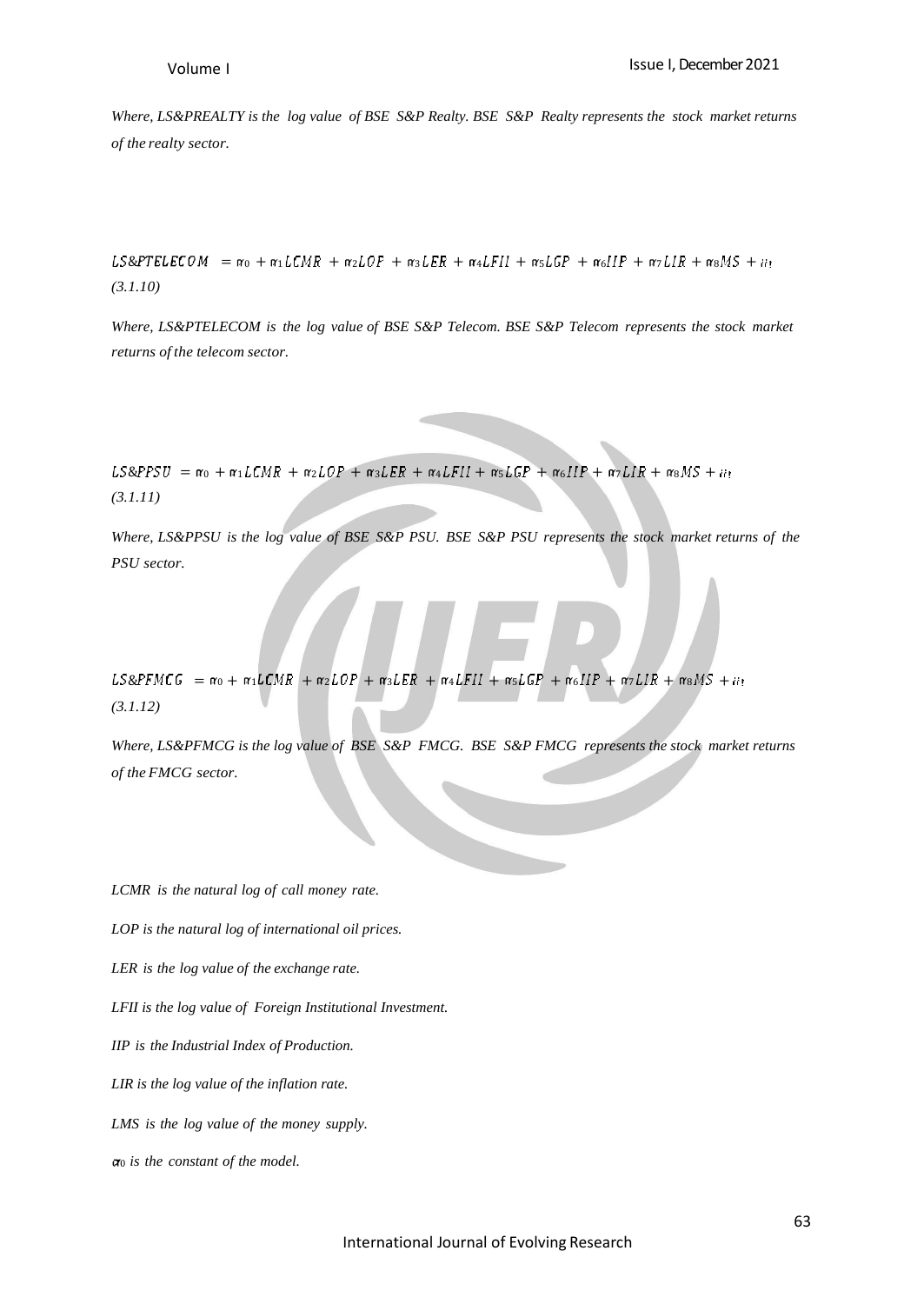*Where, LS&PREALTY is the log value of BSE S&P Realty. BSE S&P Realty represents the stock market returns of the realty sector.*

$$LS\&PTELECOM = \alpha_0 + \alpha_1 LCMR + \alpha_2 LOP + \alpha_3 LER + \alpha_4 LFII + \alpha_5 LGP + \alpha_6 IIP + \alpha_7 LIR + \alpha_8 MS + u_t$$

*(3.1.10)*

*Where, LS&PTELECOM is the log value of BSE S&P Telecom. BSE S&P Telecom represents the stock market returns of the telecom sector.*

$$LS\&PPSU = \alpha_0 + \alpha_1 LCMR + \alpha_2 LOP + \alpha_3 LER + \alpha_4 LFII + \alpha_5 LGP + \alpha_6 IIP + \alpha_7 LIR + \alpha_8 MS + u_t$$

*(3.1.11)*

*Where, LS&PPSU is the log value of BSE S&P PSU. BSE S&P PSU represents the stock market returns of the PSU sector.*

$$LS\&PFMCG = \alpha_0 + \alpha_1 LCMR + \alpha_2 LOP + \alpha_3 LER + \alpha_4 LFII + \alpha_5 LGP + \alpha_6 IIP + \alpha_7 LIR + \alpha_8 MS + u_t$$

*(3.1.12)*

*Where, LS&PFMCG is the log value of BSE S&P FMCG. BSE S&P FMCG represents the stock market returns of the FMCG sector.*

*LCMR is the natural log of call money rate.*

*LOP is the natural log of international oil prices.*

*LER is the log value of the exchange rate.*

*LFII is the log value of Foreign Institutional Investment.*

*IIP is the Industrial Index of Production.*

*LIR is the log value of the inflation rate.*

*LMS is the log value of the money supply.*

*$\alpha_0$ is the constant of the model.*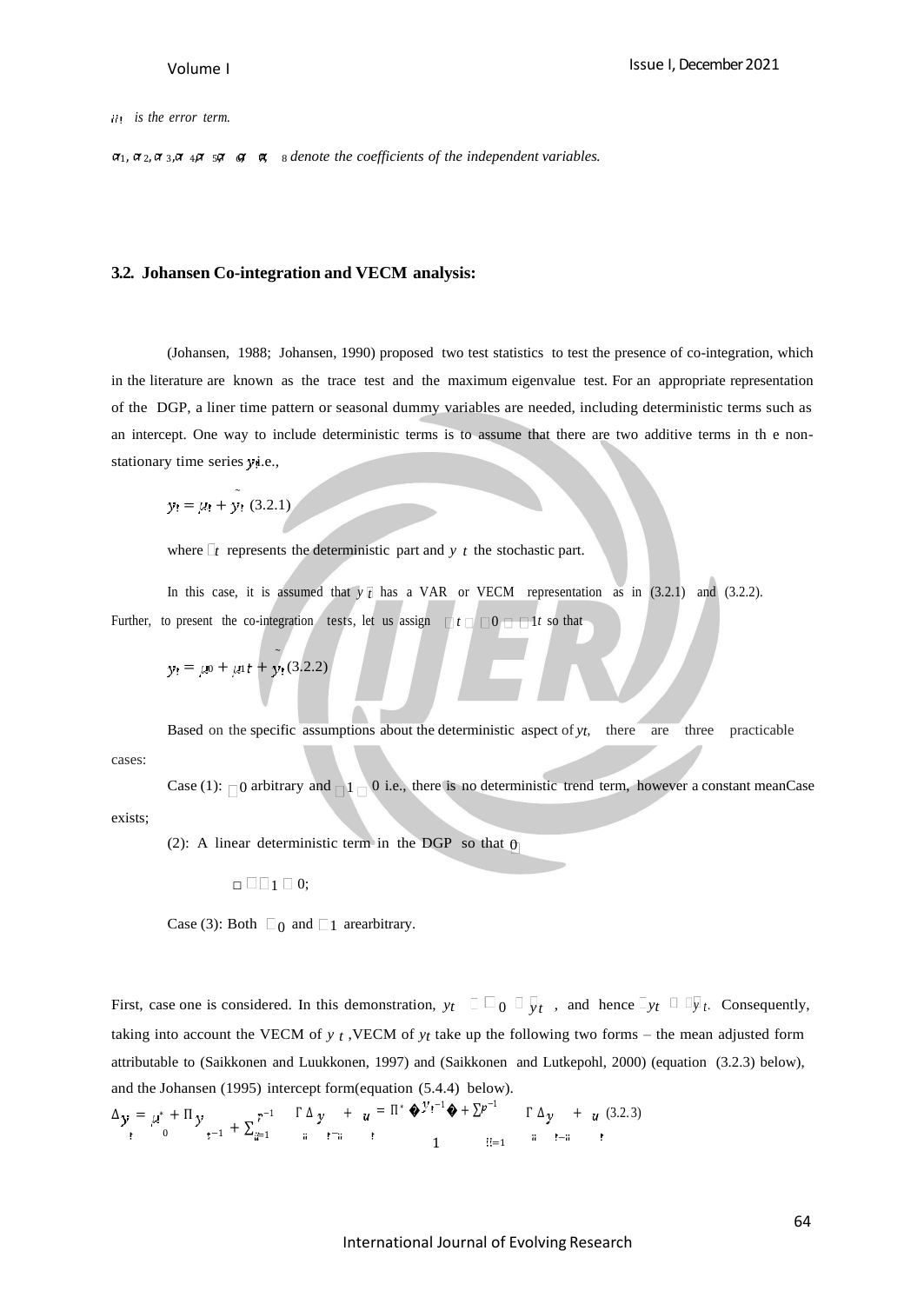$u_t$ *is the error term.*

$\alpha_1, \alpha_2, \alpha_3, \alpha_4, \alpha_5, \alpha_6, \alpha_7, \alpha_8$ *denote the coefficients of the independent variables.*

### 3.2. Johansen Co-integration and VECM analysis:

(Johansen, 1988; Johansen, 1990) proposed two test statistics to test the presence of co-integration, which in the literature are known as the trace test and the maximum eigenvalue test. For an appropriate representation of the DGP, a liner time pattern or seasonal dummy variables are needed, including deterministic terms such as an intercept. One way to include deterministic terms is to assume that there are two additive terms in th e non-stationary time series $y_t$ i.e.,

$$y_t = \mu_t + \tilde{y}_t \quad (3.2.1)$$

where $\mu_t$ represents the deterministic part and $\tilde{y}_t$ the stochastic part.

In this case, it is assumed that $\tilde{y}_t$ has a VAR or VECM representation as in (3.2.1) and (3.2.2). Further, to present the co-integration tests, let us assign $\mu_t = \mu_0 + \mu_1 t$ so that

$$y_t = \mu_0 + \mu_1 t + \tilde{y}_t \quad (3.2.2)$$

Based on the specific assumptions about the deterministic aspect of $y_t$, there are three practicable cases:

Case (1): $\mu_0$ arbitrary and $\mu_1 = 0$ i.e., there is no deterministic trend term, however a constant meanCase exists;

(2): A linear deterministic term in the DGP so that $\mu_0$

$= \mu_1 = 0$;

Case (3): Both $\mu_0$ and $\mu_1$ arearbitrary.

First, case one is considered. In this demonstration, $y_t = \mu_0 + \tilde{y}_t$, and hence $\Delta y_t = \Delta \tilde{y}_t$. Consequently, taking into account the VECM of $\tilde{y}_t$, VECM of $y_t$ take up the following two forms – the mean adjusted form attributable to (Saikkonen and Luukkonen, 1997) and (Saikkonen and Lutkepohl, 2000) (equation (3.2.3) below), and the Johansen (1995) intercept form(equation (5.4.4) below).

$$\Delta y_t = \mu_0^* + \Pi y_{t-1} + \sum_{i=1}^{p-1} \Gamma_i \Delta y_{t-i} + u_t = \Pi^* \begin{pmatrix} y_{t-1} \\ 1 \end{pmatrix} + \sum_{i=1}^{p-1} \Gamma_i \Delta y_{t-i} + u_t \quad (3.2.3)$$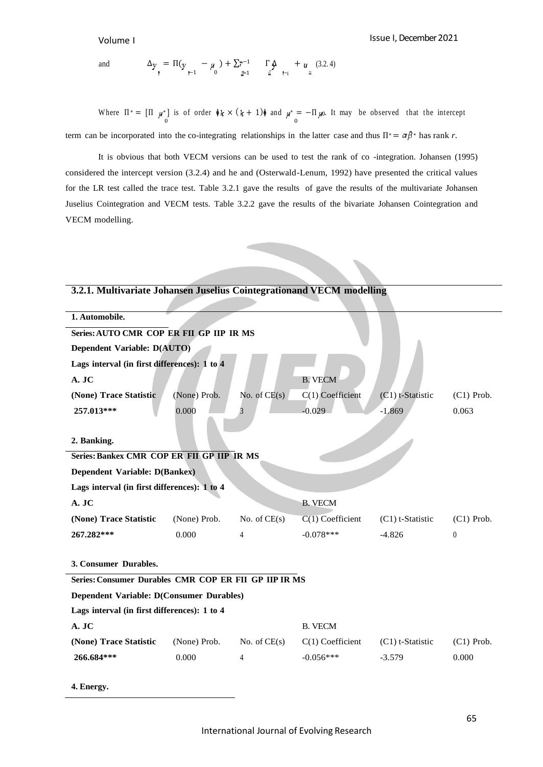and $$\Delta y_t = \Pi(y_{t-1} - \mu_0) + \sum_{i=1}^{p-1} \Gamma_i \Delta y_{t-i} + u_t \quad (3.2.4)$$

Where $\Pi^* = [\Pi \ \mu_0^*]$ is of order $(k \times (k+1))$ and $\mu_0^* = -\Pi \mu_0$. It may be observed that the intercept term can be incorporated into the co-integrating relationships in the latter case and thus $\Pi^* = \alpha\beta^*$ has rank $r$.

It is obvious that both VECM versions can be used to test the rank of co -integration. Johansen (1995) considered the intercept version (3.2.4) and he and (Osterwald-Lenum, 1992) have presented the critical values for the LR test called the trace test. Table 3.2.1 gave the results of gave the results of the multivariate Johansen Juselius Cointegration and VECM tests. Table 3.2.2 gave the results of the bivariate Johansen Cointegration and VECM modelling.

### 3.2.1. Multivariate Johansen Juselius Cointegrationand VECM modelling

**1. Automobile.**

**Series: AUTO CMR COP ER FII GP IIP IR MS**

**Dependent Variable: D(AUTO)**

**Lags interval (in first differences): 1 to 4**

| A. JC | | | B. VECM | | |
|---|---|---|---|---|---|
| (None) Trace Statistic | (None) Prob. | No. of CE(s) | C(1) Coefficient | (C1) t-Statistic | (C1) Prob. |
| 257.013*** | 0.000 | 3 | -0.029 | -1.869 | 0.063 |

**2. Banking.**

**Series: Bankex CMR COP ER FII GP IIP IR MS**

**Dependent Variable: D(Bankex)**

**Lags interval (in first differences): 1 to 4**

| A. JC | | | B. VECM | | |
|---|---|---|---|---|---|
| (None) Trace Statistic | (None) Prob. | No. of CE(s) | C(1) Coefficient | (C1) t-Statistic | (C1) Prob. |
| 267.282*** | 0.000 | 4 | -0.078*** | -4.826 | 0 |

**3. Consumer Durables.**

**Series: Consumer Durables CMR COP ER FII GP IIP IR MS**

**Dependent Variable: D(Consumer Durables)**

**Lags interval (in first differences): 1 to 4**

| A. JC | | | B. VECM | | |
|---|---|---|---|---|---|
| (None) Trace Statistic | (None) Prob. | No. of CE(s) | C(1) Coefficient | (C1) t-Statistic | (C1) Prob. |
| 266.684*** | 0.000 | 4 | -0.056*** | -3.579 | 0.000 |

**4. Energy.**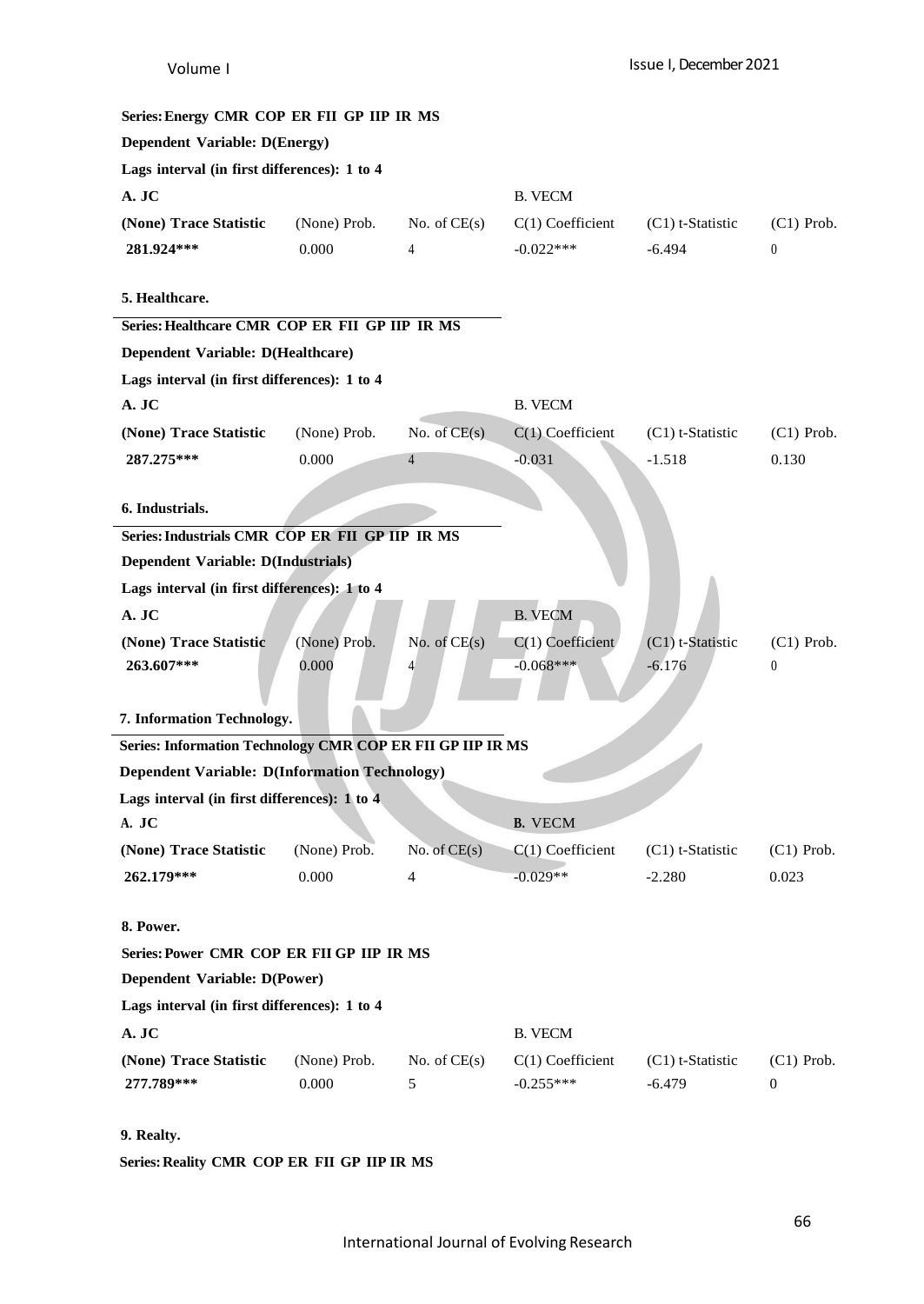**Series: Energy CMR COP ER FII GP IIP IR MS**

**Dependent Variable: D(Energy)**

**Lags interval (in first differences): 1 to 4**

| A. JC | | | B. VECM | | |
|---|---|---|---|---|---|
| **(None) Trace Statistic** | (None) Prob. | No. of CE(s) | C(1) Coefficient | (C1) t-Statistic | (C1) Prob. |
| **281.924*** ** | 0.000 | 4 | -0.022*** | -6.494 | 0 |

**5. Healthcare.**

**Series: Healthcare CMR COP ER FII GP IIP IR MS**

**Dependent Variable: D(Healthcare)**

**Lags interval (in first differences): 1 to 4**

| A. JC | | | B. VECM | | |
|---|---|---|---|---|---|
| **(None) Trace Statistic** | (None) Prob. | No. of CE(s) | C(1) Coefficient | (C1) t-Statistic | (C1) Prob. |
| **287.275*** ** | 0.000 | 4 | -0.031 | -1.518 | 0.130 |

**6. Industrials.**

**Series: Industrials CMR COP ER FII GP IIP IR MS**

**Dependent Variable: D(Industrials)**

**Lags interval (in first differences): 1 to 4**

| A. JC | | | B. VECM | | |
|---|---|---|---|---|---|
| **(None) Trace Statistic** | (None) Prob. | No. of CE(s) | C(1) Coefficient | (C1) t-Statistic | (C1) Prob. |
| **263.607*** ** | 0.000 | 4 | -0.068*** | -6.176 | 0 |

**7. Information Technology.**

**Series: Information Technology CMR COP ER FII GP IIP IR MS**

**Dependent Variable: D(Information Technology)**

**Lags interval (in first differences): 1 to 4**

| A. JC | | | B. VECM | | |
|---|---|---|---|---|---|
| **(None) Trace Statistic** | (None) Prob. | No. of CE(s) | C(1) Coefficient | (C1) t-Statistic | (C1) Prob. |
| **262.179*** ** | 0.000 | 4 | -0.029** | -2.280 | 0.023 |

**8. Power.**

**Series: Power CMR COP ER FII GP IIP IR MS**

**Dependent Variable: D(Power)**

**Lags interval (in first differences): 1 to 4**

| A. JC | | | B. VECM | | |
|---|---|---|---|---|---|
| **(None) Trace Statistic** | (None) Prob. | No. of CE(s) | C(1) Coefficient | (C1) t-Statistic | (C1) Prob. |
| **277.789*** ** | 0.000 | 5 | -0.255*** | -6.479 | 0 |

**9. Realty.**

**Series: Reality CMR COP ER FII GP IIP IR MS**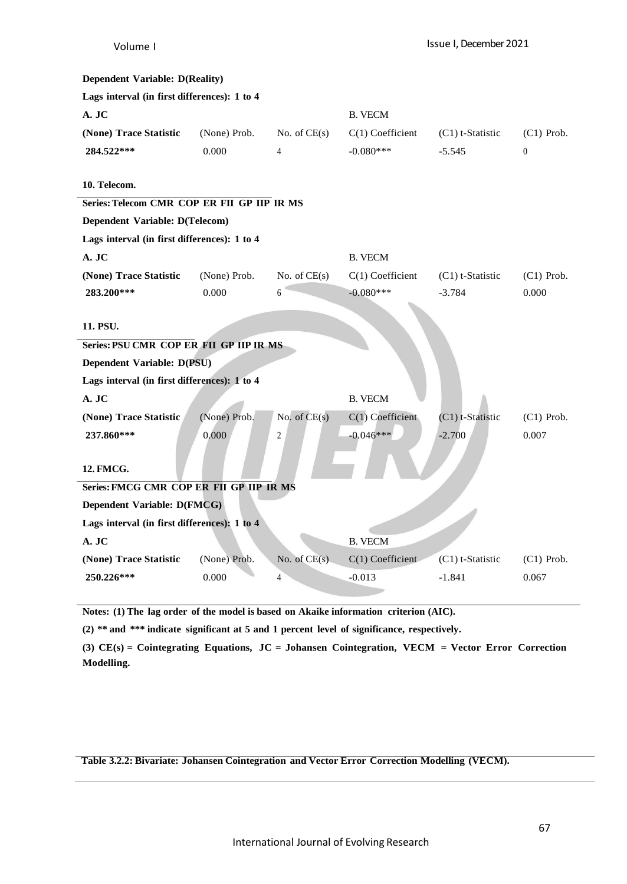**Dependent Variable: D(Reality)**

**Lags interval (in first differences): 1 to 4**

| A. JC | | | B. VECM | | |
|---|---|---|---|---|---|
| **(None) Trace Statistic** | (None) Prob. | No. of CE(s) | C(1) Coefficient | (C1) t-Statistic | (C1) Prob. |
| **284.522*** ** | 0.000 | 4 | -0.080*** | -5.545 | 0 |

**10. Telecom.**

**Series: Telecom CMR COP ER FII GP IIP IR MS**

**Dependent Variable: D(Telecom)**

**Lags interval (in first differences): 1 to 4**

| A. JC | | | B. VECM | | |
|---|---|---|---|---|---|
| **(None) Trace Statistic** | (None) Prob. | No. of CE(s) | C(1) Coefficient | (C1) t-Statistic | (C1) Prob. |
| **283.200*** ** | 0.000 | 6 | -0.080*** | -3.784 | 0.000 |

**11. PSU.**

**Series: PSU CMR COP ER FII GP IIP IR MS**

**Dependent Variable: D(PSU)**

**Lags interval (in first differences): 1 to 4**

| A. JC | | | B. VECM | | |
|---|---|---|---|---|---|
| **(None) Trace Statistic** | (None) Prob. | No. of CE(s) | C(1) Coefficient | (C1) t-Statistic | (C1) Prob. |
| **237.860*** ** | 0.000 | 2 | -0.046*** | -2.700 | 0.007 |

**12. FMCG.**

**Series: FMCG CMR COP ER FII GP IIP IR MS**

**Dependent Variable: D(FMCG)**

**Lags interval (in first differences): 1 to 4**

| A. JC | | | B. VECM | | |
|---|---|---|---|---|---|
| **(None) Trace Statistic** | (None) Prob. | No. of CE(s) | C(1) Coefficient | (C1) t-Statistic | (C1) Prob. |
| **250.226*** ** | 0.000 | 4 | -0.013 | -1.841 | 0.067 |

**Notes: (1) The lag order of the model is based on Akaike information criterion (AIC).**

**(2) ** and *** indicate significant at 5 and 1 percent level of significance, respectively.**

**(3) CE(s) = Cointegrating Equations, JC = Johansen Cointegration, VECM = Vector Error Correction Modelling.**

**Table 3.2.2: Bivariate: Johansen Cointegration and Vector Error Correction Modelling (VECM).**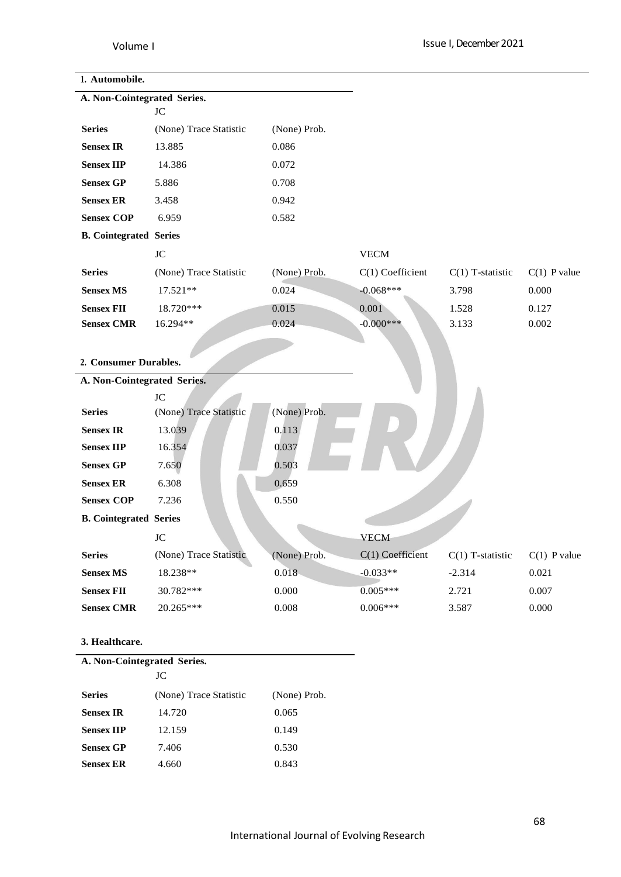**1. Automobile.**

| **A. Non-Cointegrated Series.** | | |
|---|---|---|
| | JC | |
| **Series** | (None) Trace Statistic | (None) Prob. |
| **Sensex IR** | 13.885 | 0.086 |
| **Sensex IIP** | 14.386 | 0.072 |
| **Sensex GP** | 5.886 | 0.708 |
| **Sensex ER** | 3.458 | 0.942 |
| **Sensex COP** | 6.959 | 0.582 |

| **B. Cointegrated Series** | | | | | |
|---|---|---|---|---|---|
| | JC | | VECM | | |
| **Series** | (None) Trace Statistic | (None) Prob. | C(1) Coefficient | C(1) T-statistic | C(1) P value |
| **Sensex MS** | 17.521** | 0.024 | -0.068*** | 3.798 | 0.000 |
| **Sensex FII** | 18.720*** | 0.015 | 0.001 | 1.528 | 0.127 |
| **Sensex CMR** | 16.294** | 0.024 | -0.000*** | 3.133 | 0.002 |

**2. Consumer Durables.**

| **A. Non-Cointegrated Series.** | | |
|---|---|---|
| | JC | |
| **Series** | (None) Trace Statistic | (None) Prob. |
| **Sensex IR** | 13.039 | 0.113 |
| **Sensex IIP** | 16.354 | 0.037 |
| **Sensex GP** | 7.650 | 0.503 |
| **Sensex ER** | 6.308 | 0.659 |
| **Sensex COP** | 7.236 | 0.550 |

| **B. Cointegrated Series** | | | | | |
|---|---|---|---|---|---|
| | JC | | VECM | | |
| **Series** | (None) Trace Statistic | (None) Prob. | C(1) Coefficient | C(1) T-statistic | C(1) P value |
| **Sensex MS** | 18.238** | 0.018 | -0.033** | -2.314 | 0.021 |
| **Sensex FII** | 30.782*** | 0.000 | 0.005*** | 2.721 | 0.007 |
| **Sensex CMR** | 20.265*** | 0.008 | 0.006*** | 3.587 | 0.000 |

**3. Healthcare.**

| **A. Non-Cointegrated Series.** | | |
|---|---|---|
| | JC | |
| **Series** | (None) Trace Statistic | (None) Prob. |
| **Sensex IR** | 14.720 | 0.065 |
| **Sensex IIP** | 12.159 | 0.149 |
| **Sensex GP** | 7.406 | 0.530 |
| **Sensex ER** | 4.660 | 0.843 |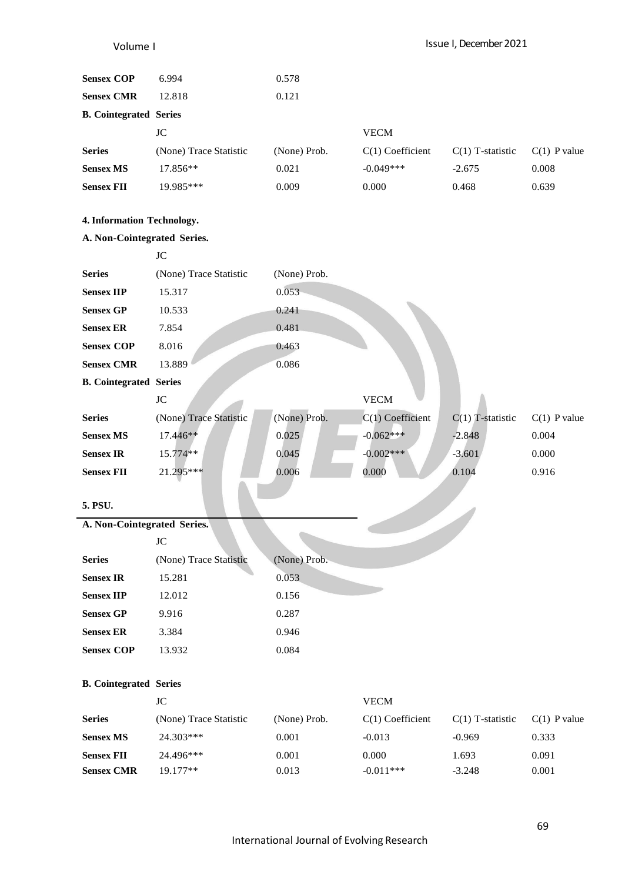| Series | JC (None) Trace Statistic | (None) Prob. |
|---|---|---|
| **Sensex COP** | 6.994 | 0.578 |
| **Sensex CMR** | 12.818 | 0.121 |

**B. Cointegrated Series**

| | JC | | VECM | | |
|---|---|---|---|---|---|
| **Series** | (None) Trace Statistic | (None) Prob. | C(1) Coefficient | C(1) T-statistic | C(1) P value |
| **Sensex MS** | 17.856** | 0.021 | -0.049*** | -2.675 | 0.008 |
| **Sensex FII** | 19.985*** | 0.009 | 0.000 | 0.468 | 0.639 |

**4. Information Technology.**

**A. Non-Cointegrated Series.**

| | JC | |
|---|---|---|
| **Series** | (None) Trace Statistic | (None) Prob. |
| **Sensex IIP** | 15.317 | 0.053 |
| **Sensex GP** | 10.533 | 0.241 |
| **Sensex ER** | 7.854 | 0.481 |
| **Sensex COP** | 8.016 | 0.463 |
| **Sensex CMR** | 13.889 | 0.086 |

**B. Cointegrated Series**

| | JC | | VECM | | |
|---|---|---|---|---|---|
| **Series** | (None) Trace Statistic | (None) Prob. | C(1) Coefficient | C(1) T-statistic | C(1) P value |
| **Sensex MS** | 17.446** | 0.025 | -0.062*** | -2.848 | 0.004 |
| **Sensex IR** | 15.774** | 0.045 | -0.002*** | -3.601 | 0.000 |
| **Sensex FII** | 21.295*** | 0.006 | 0.000 | 0.104 | 0.916 |

**5. PSU.**

**A. Non-Cointegrated Series.**

| | JC | |
|---|---|---|
| **Series** | (None) Trace Statistic | (None) Prob. |
| **Sensex IR** | 15.281 | 0.053 |
| **Sensex IIP** | 12.012 | 0.156 |
| **Sensex GP** | 9.916 | 0.287 |
| **Sensex ER** | 3.384 | 0.946 |
| **Sensex COP** | 13.932 | 0.084 |

**B. Cointegrated Series**

| | JC | | VECM | | |
|---|---|---|---|---|---|
| **Series** | (None) Trace Statistic | (None) Prob. | C(1) Coefficient | C(1) T-statistic | C(1) P value |
| **Sensex MS** | 24.303*** | 0.001 | -0.013 | -0.969 | 0.333 |
| **Sensex FII** | 24.496*** | 0.001 | 0.000 | 1.693 | 0.091 |
| **Sensex CMR** | 19.177** | 0.013 | -0.011*** | -3.248 | 0.001 |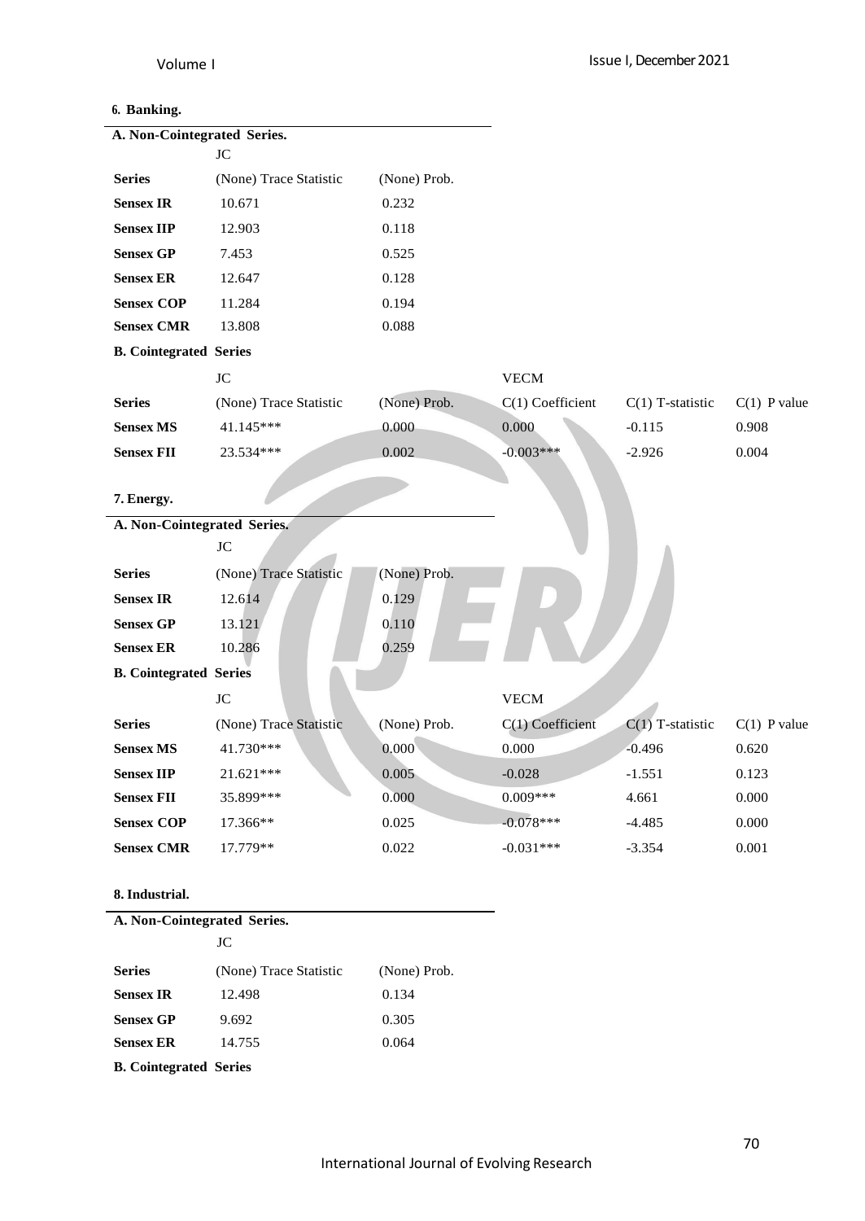**6. Banking.**

**A. Non-Cointegrated Series.**

| | JC | |
|---|---|---|
| **Series** | (None) Trace Statistic | (None) Prob. |
| **Sensex IR** | 10.671 | 0.232 |
| **Sensex IIP** | 12.903 | 0.118 |
| **Sensex GP** | 7.453 | 0.525 |
| **Sensex ER** | 12.647 | 0.128 |
| **Sensex COP** | 11.284 | 0.194 |
| **Sensex CMR** | 13.808 | 0.088 |

**B. Cointegrated Series**

| | JC | | VECM | | |
|---|---|---|---|---|---|
| **Series** | (None) Trace Statistic | (None) Prob. | C(1) Coefficient | C(1) T-statistic | C(1) P value |
| **Sensex MS** | 41.145*** | 0.000 | 0.000 | -0.115 | 0.908 |
| **Sensex FII** | 23.534*** | 0.002 | -0.003*** | -2.926 | 0.004 |

**7. Energy.**

**A. Non-Cointegrated Series.**

| | JC | |
|---|---|---|
| **Series** | (None) Trace Statistic | (None) Prob. |
| **Sensex IR** | 12.614 | 0.129 |
| **Sensex GP** | 13.121 | 0.110 |
| **Sensex ER** | 10.286 | 0.259 |

**B. Cointegrated Series**

| | JC | | VECM | | |
|---|---|---|---|---|---|
| **Series** | (None) Trace Statistic | (None) Prob. | C(1) Coefficient | C(1) T-statistic | C(1) P value |
| **Sensex MS** | 41.730*** | 0.000 | 0.000 | -0.496 | 0.620 |
| **Sensex IIP** | 21.621*** | 0.005 | -0.028 | -1.551 | 0.123 |
| **Sensex FII** | 35.899*** | 0.000 | 0.009*** | 4.661 | 0.000 |
| **Sensex COP** | 17.366** | 0.025 | -0.078*** | -4.485 | 0.000 |
| **Sensex CMR** | 17.779** | 0.022 | -0.031*** | -3.354 | 0.001 |

**8. Industrial.**

**A. Non-Cointegrated Series.**

| | JC | |
|---|---|---|
| **Series** | (None) Trace Statistic | (None) Prob. |
| **Sensex IR** | 12.498 | 0.134 |
| **Sensex GP** | 9.692 | 0.305 |
| **Sensex ER** | 14.755 | 0.064 |

**B. Cointegrated Series**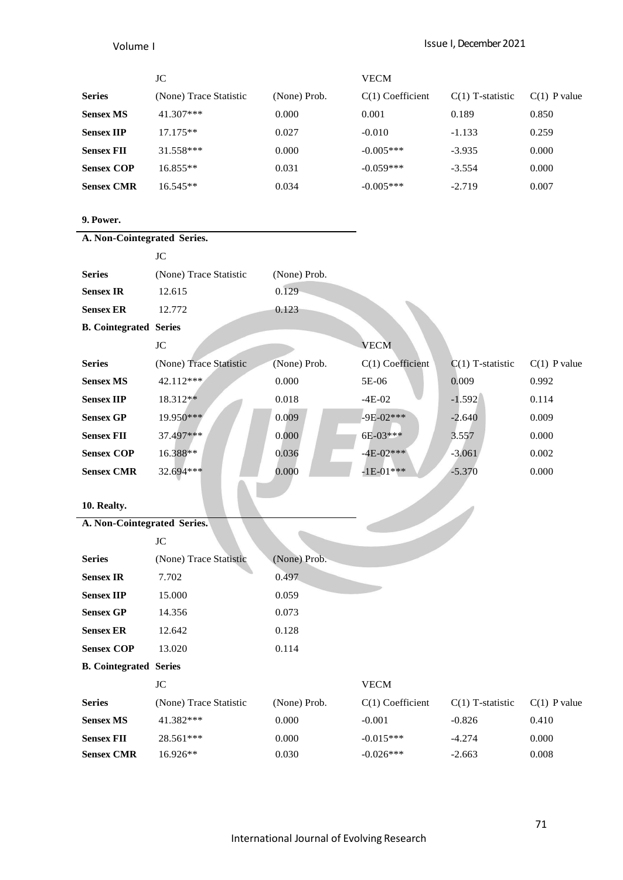| | JC | | VECM | | |
|---|---|---|---|---|---|
| **Series** | (None) Trace Statistic | (None) Prob. | C(1) Coefficient | C(1) T-statistic | C(1) P value |
| **Sensex MS** | 41.307*** | 0.000 | 0.001 | 0.189 | 0.850 |
| **Sensex IIP** | 17.175** | 0.027 | -0.010 | -1.133 | 0.259 |
| **Sensex FII** | 31.558*** | 0.000 | -0.005*** | -3.935 | 0.000 |
| **Sensex COP** | 16.855** | 0.031 | -0.059*** | -3.554 | 0.000 |
| **Sensex CMR** | 16.545** | 0.034 | -0.005*** | -2.719 | 0.007 |

**9. Power.**

**A. Non-Cointegrated Series.**

| | JC | |
|---|---|---|
| **Series** | (None) Trace Statistic | (None) Prob. |
| **Sensex IR** | 12.615 | 0.129 |
| **Sensex ER** | 12.772 | 0.123 |

**B. Cointegrated Series**

| | JC | | VECM | | |
|---|---|---|---|---|---|
| **Series** | (None) Trace Statistic | (None) Prob. | C(1) Coefficient | C(1) T-statistic | C(1) P value |
| **Sensex MS** | 42.112*** | 0.000 | 5E-06 | 0.009 | 0.992 |
| **Sensex IIP** | 18.312** | 0.018 | -4E-02 | -1.592 | 0.114 |
| **Sensex GP** | 19.950*** | 0.009 | -9E-02*** | -2.640 | 0.009 |
| **Sensex FII** | 37.497*** | 0.000 | 6E-03*** | 3.557 | 0.000 |
| **Sensex COP** | 16.388** | 0.036 | -4E-02*** | -3.061 | 0.002 |
| **Sensex CMR** | 32.694*** | 0.000 | -1E-01*** | -5.370 | 0.000 |

**10. Realty.**

**A. Non-Cointegrated Series.**

| | JC | |
|---|---|---|
| **Series** | (None) Trace Statistic | (None) Prob. |
| **Sensex IR** | 7.702 | 0.497 |
| **Sensex IIP** | 15.000 | 0.059 |
| **Sensex GP** | 14.356 | 0.073 |
| **Sensex ER** | 12.642 | 0.128 |
| **Sensex COP** | 13.020 | 0.114 |

**B. Cointegrated Series**

| | JC | | VECM | | |
|---|---|---|---|---|---|
| **Series** | (None) Trace Statistic | (None) Prob. | C(1) Coefficient | C(1) T-statistic | C(1) P value |
| **Sensex MS** | 41.382*** | 0.000 | -0.001 | -0.826 | 0.410 |
| **Sensex FII** | 28.561*** | 0.000 | -0.015*** | -4.274 | 0.000 |
| **Sensex CMR** | 16.926** | 0.030 | -0.026*** | -2.663 | 0.008 |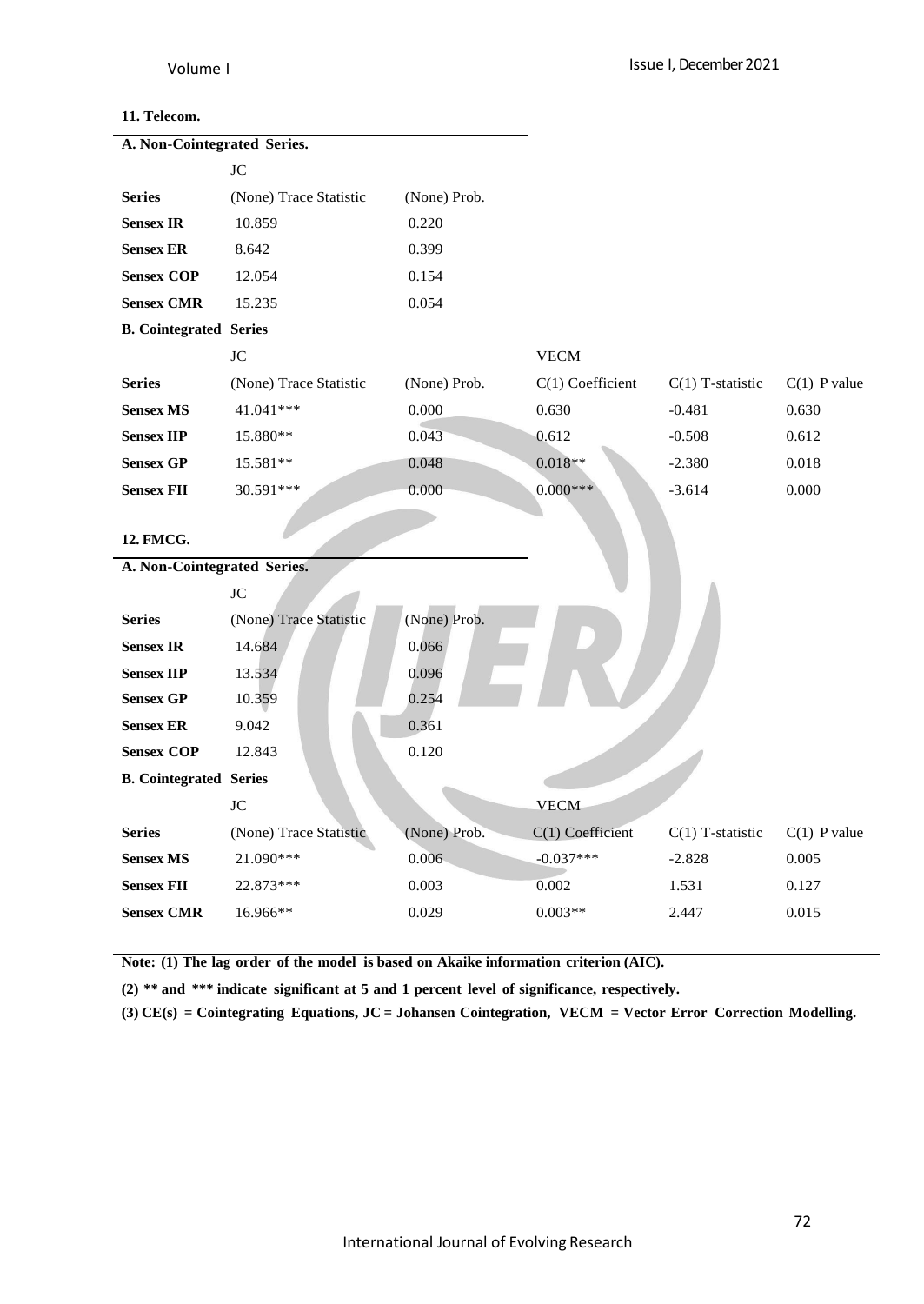**11. Telecom.**

**A. Non-Cointegrated Series.**

| | JC | |
|---|---|---|
| **Series** | (None) Trace Statistic | (None) Prob. |
| **Sensex IR** | 10.859 | 0.220 |
| **Sensex ER** | 8.642 | 0.399 |
| **Sensex COP** | 12.054 | 0.154 |
| **Sensex CMR** | 15.235 | 0.054 |

**B. Cointegrated Series**

| | JC | | VECM | | |
|---|---|---|---|---|---|
| **Series** | (None) Trace Statistic | (None) Prob. | C(1) Coefficient | C(1) T-statistic | C(1) P value |
| **Sensex MS** | 41.041*** | 0.000 | 0.630 | -0.481 | 0.630 |
| **Sensex IIP** | 15.880** | 0.043 | 0.612 | -0.508 | 0.612 |
| **Sensex GP** | 15.581** | 0.048 | 0.018** | -2.380 | 0.018 |
| **Sensex FII** | 30.591*** | 0.000 | 0.000*** | -3.614 | 0.000 |

**12. FMCG.**

**A. Non-Cointegrated Series.**

| | JC | |
|---|---|---|
| **Series** | (None) Trace Statistic | (None) Prob. |
| **Sensex IR** | 14.684 | 0.066 |
| **Sensex IIP** | 13.534 | 0.096 |
| **Sensex GP** | 10.359 | 0.254 |
| **Sensex ER** | 9.042 | 0.361 |
| **Sensex COP** | 12.843 | 0.120 |

**B. Cointegrated Series**

| | JC | | VECM | | |
|---|---|---|---|---|---|
| **Series** | (None) Trace Statistic | (None) Prob. | C(1) Coefficient | C(1) T-statistic | C(1) P value |
| **Sensex MS** | 21.090*** | 0.006 | -0.037*** | -2.828 | 0.005 |
| **Sensex FII** | 22.873*** | 0.003 | 0.002 | 1.531 | 0.127 |
| **Sensex CMR** | 16.966** | 0.029 | 0.003** | 2.447 | 0.015 |

**Note: (1) The lag order of the model is based on Akaike information criterion (AIC).**

**(2) ** and *** indicate significant at 5 and 1 percent level of significance, respectively.**

**(3) CE(s) = Cointegrating Equations, JC = Johansen Cointegration, VECM = Vector Error Correction Modelling.**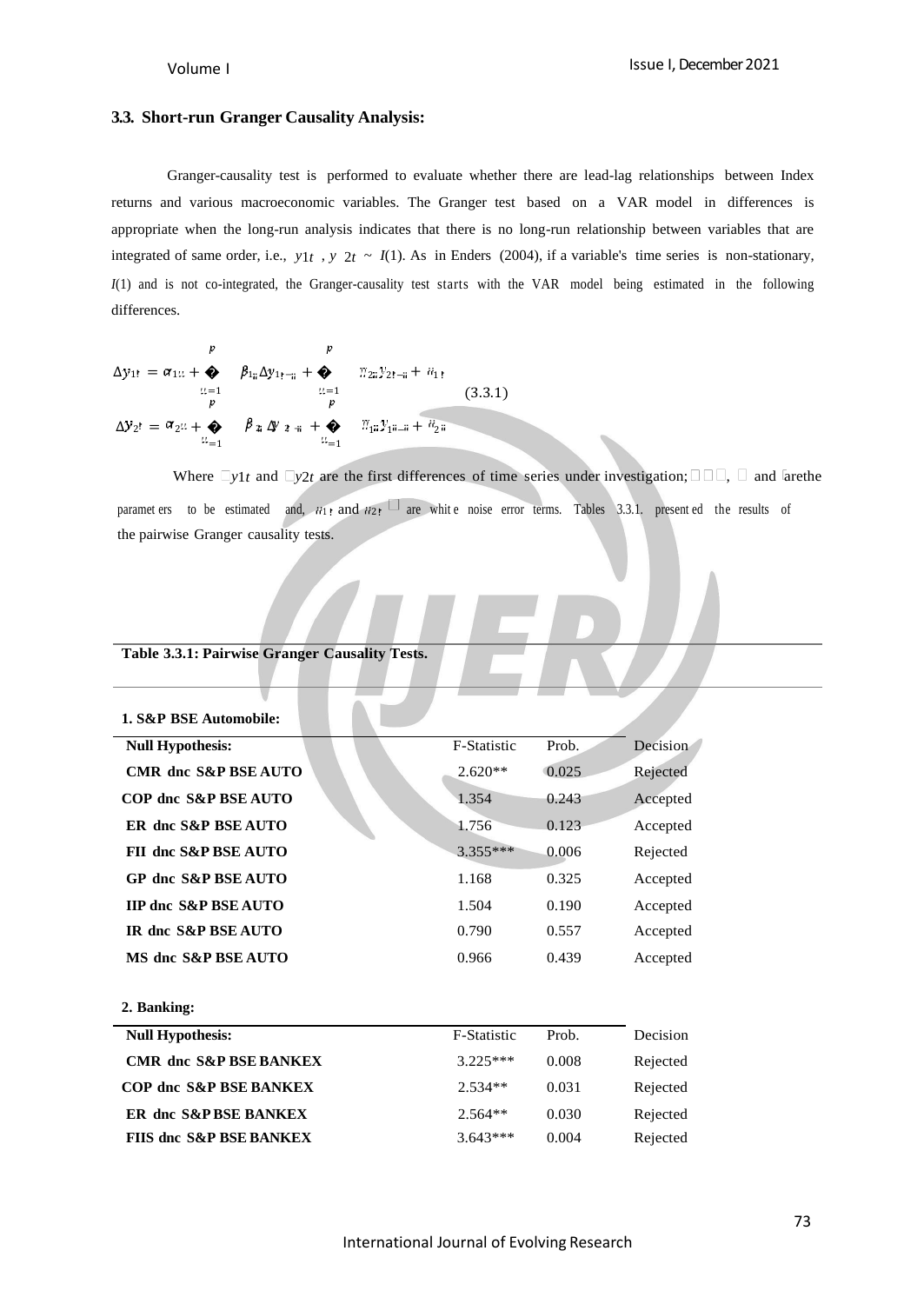### 3.3. Short-run Granger Causality Analysis:

Granger-causality test is performed to evaluate whether there are lead-lag relationships between Index returns and various macroeconomic variables. The Granger test based on a VAR model in differences is appropriate when the long-run analysis indicates that there is no long-run relationship between variables that are integrated of same order, i.e., $y_{1t}, y_{2t} \sim I(1)$. As in Enders (2004), if a variable's time series is non-stationary, $I(1)$ and is not co-integrated, the Granger-causality test starts with the VAR model being estimated in the following differences.

$$\Delta y_{1t} = \alpha_{1i} + \sum_{i=1}^{p} \beta_{1i} \Delta y_{1t-i} + \sum_{i=1}^{p} \gamma_{2i} y_{2t-i} + u_{1t} \tag{3.3.1}$$

$$\Delta y_{2t} = \alpha_{2i} + \sum_{i=1}^{p} \beta_{2i} \Delta y_{2t-i} + \sum_{i=1}^{p} \gamma_{1i} y_{1t-i} + u_{2i}$$

Where $\Delta y_{1t}$ and $\Delta y_{2t}$ are the first differences of time series under investigation; $\alpha$, $\beta$ and $\gamma$ are the parameters to be estimated and, $u_{1t}$ and $u_{2t}$ are white noise error terms. Tables 3.3.1. presented the results of the pairwise Granger causality tests.

**Table 3.3.1: Pairwise Granger Causality Tests.**

**1. S&P BSE Automobile:**

| Null Hypothesis: | F-Statistic | Prob. | Decision |
|---|---|---|---|
| CMR dnc S&P BSE AUTO | 2.620** | 0.025 | Rejected |
| COP dnc S&P BSE AUTO | 1.354 | 0.243 | Accepted |
| ER dnc S&P BSE AUTO | 1.756 | 0.123 | Accepted |
| FII dnc S&P BSE AUTO | 3.355*** | 0.006 | Rejected |
| GP dnc S&P BSE AUTO | 1.168 | 0.325 | Accepted |
| IIP dnc S&P BSE AUTO | 1.504 | 0.190 | Accepted |
| IR dnc S&P BSE AUTO | 0.790 | 0.557 | Accepted |
| MS dnc S&P BSE AUTO | 0.966 | 0.439 | Accepted |

**2. Banking:**

| Null Hypothesis: | F-Statistic | Prob. | Decision |
|---|---|---|---|
| CMR dnc S&P BSE BANKEX | 3.225*** | 0.008 | Rejected |
| COP dnc S&P BSE BANKEX | 2.534** | 0.031 | Rejected |
| ER dnc S&P BSE BANKEX | 2.564** | 0.030 | Rejected |
| FIIS dnc S&P BSE BANKEX | 3.643*** | 0.004 | Rejected |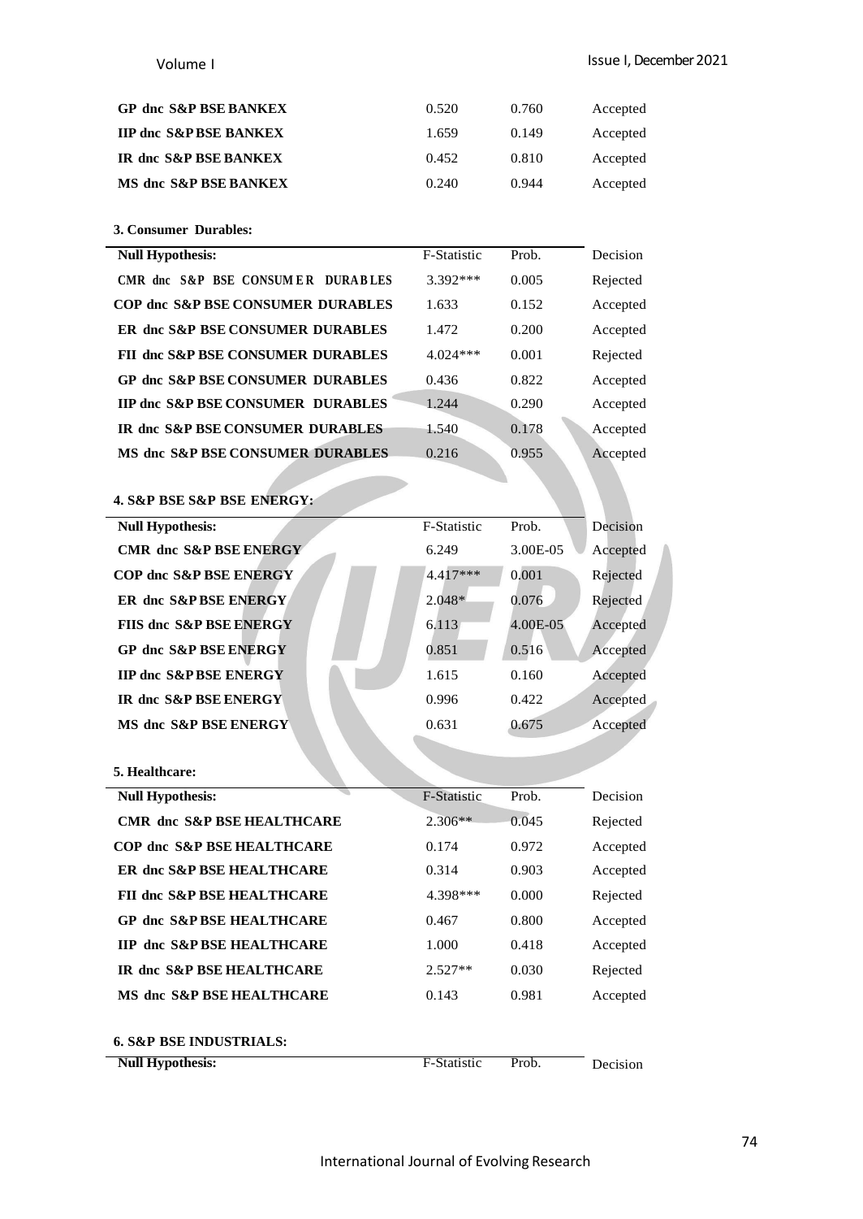| | | | |
|---|---|---|---|
| **GP dnc S&P BSE BANKEX** | 0.520 | 0.760 | Accepted |
| **IIP dnc S&P BSE BANKEX** | 1.659 | 0.149 | Accepted |
| **IR dnc S&P BSE BANKEX** | 0.452 | 0.810 | Accepted |
| **MS dnc S&P BSE BANKEX** | 0.240 | 0.944 | Accepted |

**3. Consumer Durables:**

| **Null Hypothesis:** | F-Statistic | Prob. | Decision |
|---|---|---|---|
| **CMR dnc S&P BSE CONSUMER DURABLES** | 3.392*** | 0.005 | Rejected |
| **COP dnc S&P BSE CONSUMER DURABLES** | 1.633 | 0.152 | Accepted |
| **ER dnc S&P BSE CONSUMER DURABLES** | 1.472 | 0.200 | Accepted |
| **FII dnc S&P BSE CONSUMER DURABLES** | 4.024*** | 0.001 | Rejected |
| **GP dnc S&P BSE CONSUMER DURABLES** | 0.436 | 0.822 | Accepted |
| **IIP dnc S&P BSE CONSUMER DURABLES** | 1.244 | 0.290 | Accepted |
| **IR dnc S&P BSE CONSUMER DURABLES** | 1.540 | 0.178 | Accepted |
| **MS dnc S&P BSE CONSUMER DURABLES** | 0.216 | 0.955 | Accepted |

**4. S&P BSE S&P BSE ENERGY:**

| **Null Hypothesis:** | F-Statistic | Prob. | Decision |
|---|---|---|---|
| **CMR dnc S&P BSE ENERGY** | 6.249 | 3.00E-05 | Accepted |
| **COP dnc S&P BSE ENERGY** | 4.417*** | 0.001 | Rejected |
| **ER dnc S&P BSE ENERGY** | 2.048* | 0.076 | Rejected |
| **FIIS dnc S&P BSE ENERGY** | 6.113 | 4.00E-05 | Accepted |
| **GP dnc S&P BSE ENERGY** | 0.851 | 0.516 | Accepted |
| **IIP dnc S&P BSE ENERGY** | 1.615 | 0.160 | Accepted |
| **IR dnc S&P BSE ENERGY** | 0.996 | 0.422 | Accepted |
| **MS dnc S&P BSE ENERGY** | 0.631 | 0.675 | Accepted |

**5. Healthcare:**

| **Null Hypothesis:** | F-Statistic | Prob. | Decision |
|---|---|---|---|
| **CMR dnc S&P BSE HEALTHCARE** | 2.306** | 0.045 | Rejected |
| **COP dnc S&P BSE HEALTHCARE** | 0.174 | 0.972 | Accepted |
| **ER dnc S&P BSE HEALTHCARE** | 0.314 | 0.903 | Accepted |
| **FII dnc S&P BSE HEALTHCARE** | 4.398*** | 0.000 | Rejected |
| **GP dnc S&P BSE HEALTHCARE** | 0.467 | 0.800 | Accepted |
| **IIP dnc S&P BSE HEALTHCARE** | 1.000 | 0.418 | Accepted |
| **IR dnc S&P BSE HEALTHCARE** | 2.527** | 0.030 | Rejected |
| **MS dnc S&P BSE HEALTHCARE** | 0.143 | 0.981 | Accepted |

**6. S&P BSE INDUSTRIALS:**

| **Null Hypothesis:** | F-Statistic | Prob. | Decision |
|---|---|---|---|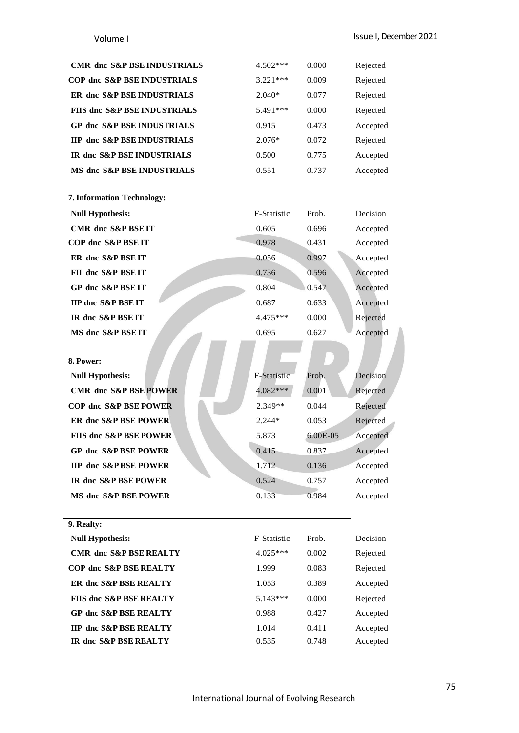| | | | |
|---|---|---|---|
| **CMR dnc S&P BSE INDUSTRIALS** | 4.502*** | 0.000 | Rejected |
| **COP dnc S&P BSE INDUSTRIALS** | 3.221*** | 0.009 | Rejected |
| **ER dnc S&P BSE INDUSTRIALS** | 2.040* | 0.077 | Rejected |
| **FIIS dnc S&P BSE INDUSTRIALS** | 5.491*** | 0.000 | Rejected |
| **GP dnc S&P BSE INDUSTRIALS** | 0.915 | 0.473 | Accepted |
| **IIP dnc S&P BSE INDUSTRIALS** | 2.076* | 0.072 | Rejected |
| **IR dnc S&P BSE INDUSTRIALS** | 0.500 | 0.775 | Accepted |
| **MS dnc S&P BSE INDUSTRIALS** | 0.551 | 0.737 | Accepted |

**7. Information Technology:**

| **Null Hypothesis:** | F-Statistic | Prob. | Decision |
|---|---|---|---|
| **CMR dnc S&P BSE IT** | 0.605 | 0.696 | Accepted |
| **COP dnc S&P BSE IT** | 0.978 | 0.431 | Accepted |
| **ER dnc S&P BSE IT** | 0.056 | 0.997 | Accepted |
| **FII dnc S&P BSE IT** | 0.736 | 0.596 | Accepted |
| **GP dnc S&P BSE IT** | 0.804 | 0.547 | Accepted |
| **IIP dnc S&P BSE IT** | 0.687 | 0.633 | Accepted |
| **IR dnc S&P BSE IT** | 4.475*** | 0.000 | Rejected |
| **MS dnc S&P BSE IT** | 0.695 | 0.627 | Accepted |

**8. Power:**

| **Null Hypothesis:** | F-Statistic | Prob. | Decision |
|---|---|---|---|
| **CMR dnc S&P BSE POWER** | 4.082*** | 0.001 | Rejected |
| **COP dnc S&P BSE POWER** | 2.349** | 0.044 | Rejected |
| **ER dnc S&P BSE POWER** | 2.244* | 0.053 | Rejected |
| **FIIS dnc S&P BSE POWER** | 5.873 | 6.00E-05 | Accepted |
| **GP dnc S&P BSE POWER** | 0.415 | 0.837 | Accepted |
| **IIP dnc S&P BSE POWER** | 1.712 | 0.136 | Accepted |
| **IR dnc S&P BSE POWER** | 0.524 | 0.757 | Accepted |
| **MS dnc S&P BSE POWER** | 0.133 | 0.984 | Accepted |

**9. Realty:**

| **Null Hypothesis:** | F-Statistic | Prob. | Decision |
|---|---|---|---|
| **CMR dnc S&P BSE REALTY** | 4.025*** | 0.002 | Rejected |
| **COP dnc S&P BSE REALTY** | 1.999 | 0.083 | Rejected |
| **ER dnc S&P BSE REALTY** | 1.053 | 0.389 | Accepted |
| **FIIS dnc S&P BSE REALTY** | 5.143*** | 0.000 | Rejected |
| **GP dnc S&P BSE REALTY** | 0.988 | 0.427 | Accepted |
| **IIP dnc S&P BSE REALTY** | 1.014 | 0.411 | Accepted |
| **IR dnc S&P BSE REALTY** | 0.535 | 0.748 | Accepted |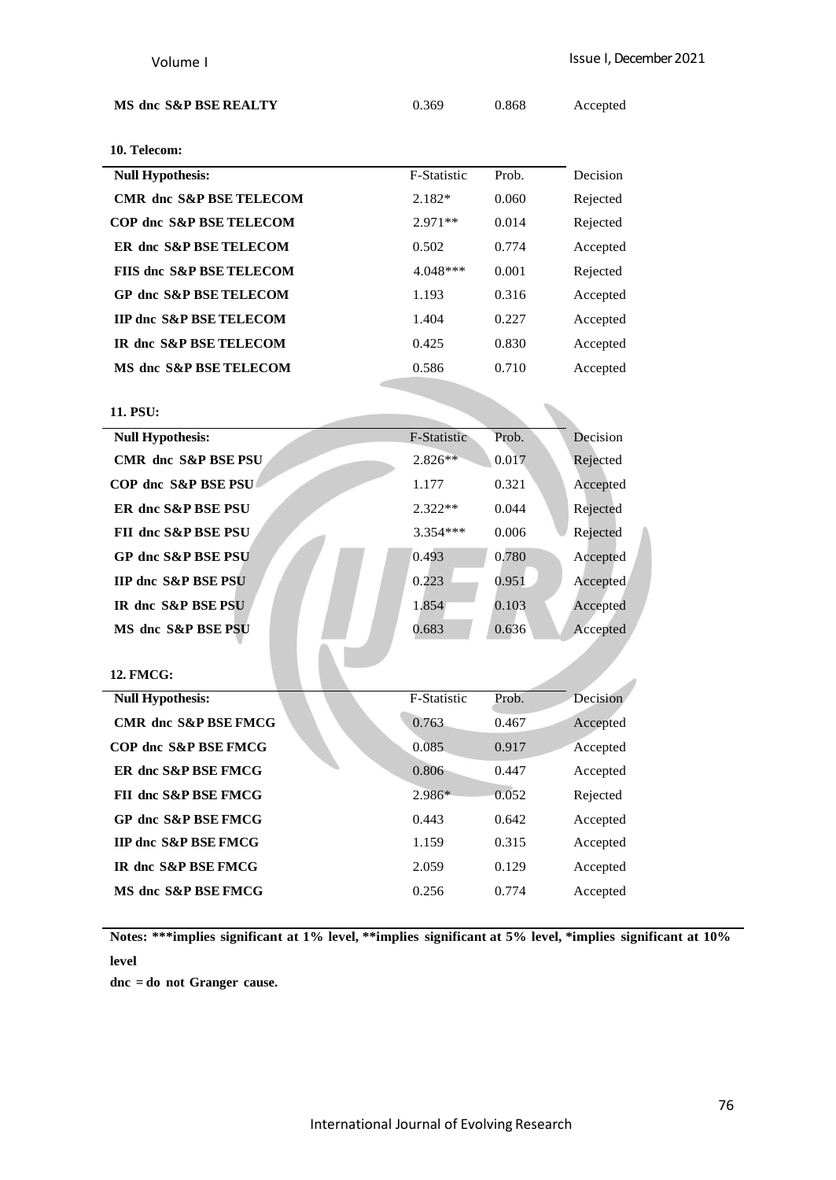| | | | |
|---|---|---|---|
| **MS dnc S&P BSE REALTY** | 0.369 | 0.868 | Accepted |

**10. Telecom:**

| **Null Hypothesis:** | F-Statistic | Prob. | Decision |
|---|---|---|---|
| **CMR dnc S&P BSE TELECOM** | 2.182* | 0.060 | Rejected |
| **COP dnc S&P BSE TELECOM** | 2.971** | 0.014 | Rejected |
| **ER dnc S&P BSE TELECOM** | 0.502 | 0.774 | Accepted |
| **FIIS dnc S&P BSE TELECOM** | 4.048*** | 0.001 | Rejected |
| **GP dnc S&P BSE TELECOM** | 1.193 | 0.316 | Accepted |
| **IIP dnc S&P BSE TELECOM** | 1.404 | 0.227 | Accepted |
| **IR dnc S&P BSE TELECOM** | 0.425 | 0.830 | Accepted |
| **MS dnc S&P BSE TELECOM** | 0.586 | 0.710 | Accepted |

**11. PSU:**

| **Null Hypothesis:** | F-Statistic | Prob. | Decision |
|---|---|---|---|
| **CMR dnc S&P BSE PSU** | 2.826** | 0.017 | Rejected |
| **COP dnc S&P BSE PSU** | 1.177 | 0.321 | Accepted |
| **ER dnc S&P BSE PSU** | 2.322** | 0.044 | Rejected |
| **FII dnc S&P BSE PSU** | 3.354*** | 0.006 | Rejected |
| **GP dnc S&P BSE PSU** | 0.493 | 0.780 | Accepted |
| **IIP dnc S&P BSE PSU** | 0.223 | 0.951 | Accepted |
| **IR dnc S&P BSE PSU** | 1.854 | 0.103 | Accepted |
| **MS dnc S&P BSE PSU** | 0.683 | 0.636 | Accepted |

**12. FMCG:**

| **Null Hypothesis:** | F-Statistic | Prob. | Decision |
|---|---|---|---|
| **CMR dnc S&P BSE FMCG** | 0.763 | 0.467 | Accepted |
| **COP dnc S&P BSE FMCG** | 0.085 | 0.917 | Accepted |
| **ER dnc S&P BSE FMCG** | 0.806 | 0.447 | Accepted |
| **FII dnc S&P BSE FMCG** | 2.986* | 0.052 | Rejected |
| **GP dnc S&P BSE FMCG** | 0.443 | 0.642 | Accepted |
| **IIP dnc S&P BSE FMCG** | 1.159 | 0.315 | Accepted |
| **IR dnc S&P BSE FMCG** | 2.059 | 0.129 | Accepted |
| **MS dnc S&P BSE FMCG** | 0.256 | 0.774 | Accepted |

**Notes: ***implies significant at 1% level, **implies significant at 5% level, *implies significant at 10% level**

**dnc = do not Granger cause.**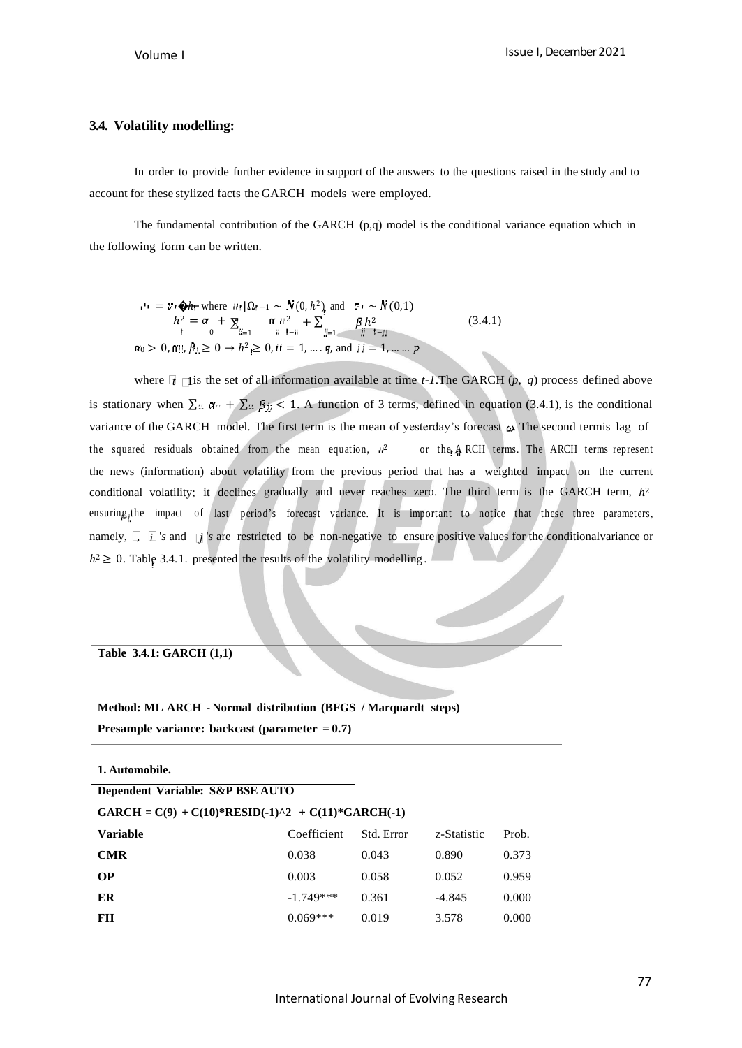### 3.4. Volatility modelling:

In order to provide further evidence in support of the answers to the questions raised in the study and to account for these stylized facts the GARCH models were employed.

The fundamental contribution of the GARCH (p,q) model is the conditional variance equation which in the following form can be written.

$$\varepsilon_t = v_t \sqrt{h_t} \text{ where } \varepsilon_t | \Omega_{t-1} \sim N(0, h_t^2) \text{ and } v_t \sim N(0,1)$$
$$h_t^2 = \alpha_0 + \sum_{i=1}^{q} \alpha_i \varepsilon_{t-i}^2 + \sum_{j=1}^{p} \beta_j h_{t-j}^2 \tag{3.4.1}$$
$$\alpha_0 > 0, \alpha_i, \beta_j \geq 0 \rightarrow h_t^2 \geq 0, i = 1, \ldots . q, \text{ and } j = 1, \ldots \ldots p$$

where $\Omega_{t-1}$ is the set of all information available at time *t-1*.The GARCH (*p*, *q*) process defined above is stationary when $\sum_i \alpha_i + \sum_j \beta_j < 1$. A function of 3 terms, defined in equation (3.4.1), is the conditional variance of the GARCH model. The first term is the mean of yesterday's forecast $\omega$. The second term is lag of the squared residuals obtained from the mean equation, $\varepsilon_{t-i}^2$ or the ARCH terms. The ARCH terms represent the news (information) about volatility from the previous period that has a weighted impact on the current conditional volatility; it declines gradually and never reaches zero. The third term is the GARCH term, $h_{t-j}^2$ ensuring the impact of last period's forecast variance. It is important to notice that these three parameters, namely, $\alpha_0$, $\alpha_i$'s and $\beta_j$'s are restricted to be non-negative to ensure positive values for the conditional variance or $h_t^2 \geq 0$. Table 3.4.1. presented the results of the volatility modelling.

**Table 3.4.1: GARCH (1,1)**

**Method: ML ARCH - Normal distribution (BFGS / Marquardt steps)**
**Presample variance: backcast (parameter = 0.7)**

**1. Automobile.**

**Dependent Variable: S&P BSE AUTO**

**GARCH = C(9) + C(10)*RESID(-1)^2 + C(11)*GARCH(-1)**

| Variable | Coefficient | Std. Error | z-Statistic | Prob. |
|---|---|---|---|---|
| **CMR** | 0.038 | 0.043 | 0.890 | 0.373 |
| **OP** | 0.003 | 0.058 | 0.052 | 0.959 |
| **ER** | -1.749*** | 0.361 | -4.845 | 0.000 |
| **FII** | 0.069*** | 0.019 | 3.578 | 0.000 |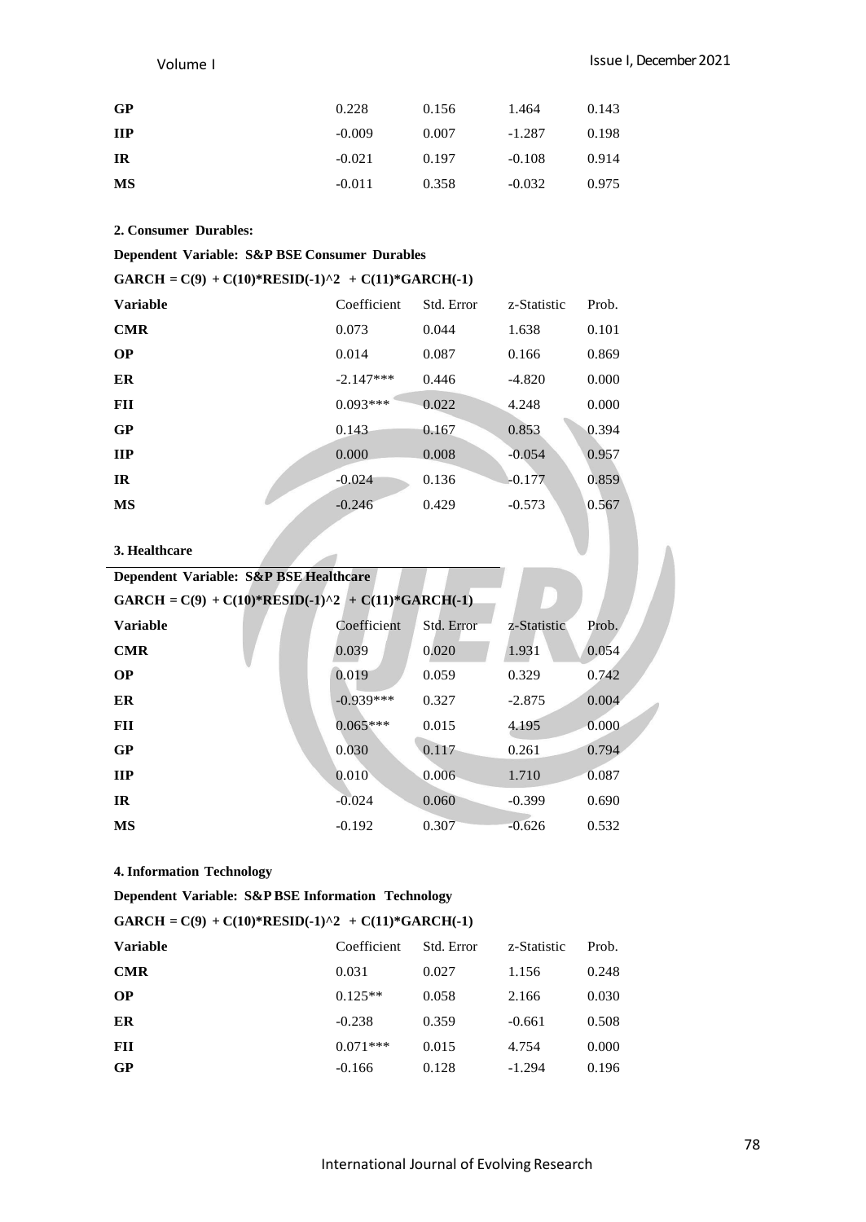| | | | | |
|---|---|---|---|---|
| **GP** | 0.228 | 0.156 | 1.464 | 0.143 |
| **IIP** | -0.009 | 0.007 | -1.287 | 0.198 |
| **IR** | -0.021 | 0.197 | -0.108 | 0.914 |
| **MS** | -0.011 | 0.358 | -0.032 | 0.975 |

**2. Consumer Durables:**

**Dependent Variable: S&P BSE Consumer Durables**

**GARCH = C(9) + C(10)*RESID(-1)^2 + C(11)*GARCH(-1)**

| Variable | Coefficient | Std. Error | z-Statistic | Prob. |
|---|---|---|---|---|
| **CMR** | 0.073 | 0.044 | 1.638 | 0.101 |
| **OP** | 0.014 | 0.087 | 0.166 | 0.869 |
| **ER** | -2.147*** | 0.446 | -4.820 | 0.000 |
| **FII** | 0.093*** | 0.022 | 4.248 | 0.000 |
| **GP** | 0.143 | 0.167 | 0.853 | 0.394 |
| **IIP** | 0.000 | 0.008 | -0.054 | 0.957 |
| **IR** | -0.024 | 0.136 | -0.177 | 0.859 |
| **MS** | -0.246 | 0.429 | -0.573 | 0.567 |

**3. Healthcare**

**Dependent Variable: S&P BSE Healthcare**

**GARCH = C(9) + C(10)*RESID(-1)^2 + C(11)*GARCH(-1)**

| Variable | Coefficient | Std. Error | z-Statistic | Prob. |
|---|---|---|---|---|
| **CMR** | 0.039 | 0.020 | 1.931 | 0.054 |
| **OP** | 0.019 | 0.059 | 0.329 | 0.742 |
| **ER** | -0.939*** | 0.327 | -2.875 | 0.004 |
| **FII** | 0.065*** | 0.015 | 4.195 | 0.000 |
| **GP** | 0.030 | 0.117 | 0.261 | 0.794 |
| **IIP** | 0.010 | 0.006 | 1.710 | 0.087 |
| **IR** | -0.024 | 0.060 | -0.399 | 0.690 |
| **MS** | -0.192 | 0.307 | -0.626 | 0.532 |

**4. Information Technology**

**Dependent Variable: S&P BSE Information Technology**

**GARCH = C(9) + C(10)*RESID(-1)^2 + C(11)*GARCH(-1)**

| Variable | Coefficient | Std. Error | z-Statistic | Prob. |
|---|---|---|---|---|
| **CMR** | 0.031 | 0.027 | 1.156 | 0.248 |
| **OP** | 0.125** | 0.058 | 2.166 | 0.030 |
| **ER** | -0.238 | 0.359 | -0.661 | 0.508 |
| **FII** | 0.071*** | 0.015 | 4.754 | 0.000 |
| **GP** | -0.166 | 0.128 | -1.294 | 0.196 |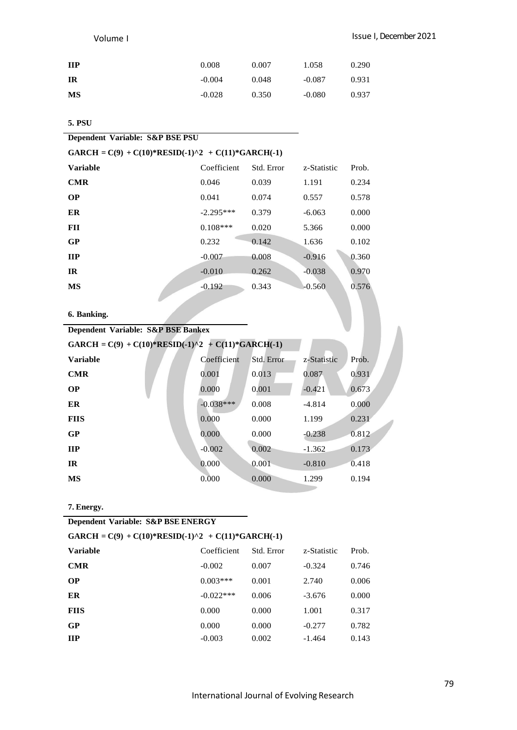| IIP | 0.008 | 0.007 | 1.058 | 0.290 |
|---|---|---|---|---|
| IR | -0.004 | 0.048 | -0.087 | 0.931 |
| MS | -0.028 | 0.350 | -0.080 | 0.937 |

**5. PSU**

**Dependent Variable: S&P BSE PSU**

**GARCH = C(9) + C(10)*RESID(-1)^2 + C(11)*GARCH(-1)**

| Variable | Coefficient | Std. Error | z-Statistic | Prob. |
|---|---|---|---|---|
| **CMR** | 0.046 | 0.039 | 1.191 | 0.234 |
| **OP** | 0.041 | 0.074 | 0.557 | 0.578 |
| **ER** | -2.295*** | 0.379 | -6.063 | 0.000 |
| **FII** | 0.108*** | 0.020 | 5.366 | 0.000 |
| **GP** | 0.232 | 0.142 | 1.636 | 0.102 |
| **IIP** | -0.007 | 0.008 | -0.916 | 0.360 |
| **IR** | -0.010 | 0.262 | -0.038 | 0.970 |
| **MS** | -0.192 | 0.343 | -0.560 | 0.576 |

**6. Banking.**

**Dependent Variable: S&P BSE Bankex**

**GARCH = C(9) + C(10)*RESID(-1)^2 + C(11)*GARCH(-1)**

| Variable | Coefficient | Std. Error | z-Statistic | Prob. |
|---|---|---|---|---|
| **CMR** | 0.001 | 0.013 | 0.087 | 0.931 |
| **OP** | 0.000 | 0.001 | -0.421 | 0.673 |
| **ER** | -0.038*** | 0.008 | -4.814 | 0.000 |
| **FIIS** | 0.000 | 0.000 | 1.199 | 0.231 |
| **GP** | 0.000 | 0.000 | -0.238 | 0.812 |
| **IIP** | -0.002 | 0.002 | -1.362 | 0.173 |
| **IR** | 0.000 | 0.001 | -0.810 | 0.418 |
| **MS** | 0.000 | 0.000 | 1.299 | 0.194 |

**7. Energy.**

**Dependent Variable: S&P BSE ENERGY**

**GARCH = C(9) + C(10)*RESID(-1)^2 + C(11)*GARCH(-1)**

| Variable | Coefficient | Std. Error | z-Statistic | Prob. |
|---|---|---|---|---|
| **CMR** | -0.002 | 0.007 | -0.324 | 0.746 |
| **OP** | 0.003*** | 0.001 | 2.740 | 0.006 |
| **ER** | -0.022*** | 0.006 | -3.676 | 0.000 |
| **FIIS** | 0.000 | 0.000 | 1.001 | 0.317 |
| **GP** | 0.000 | 0.000 | -0.277 | 0.782 |
| **IIP** | -0.003 | 0.002 | -1.464 | 0.143 |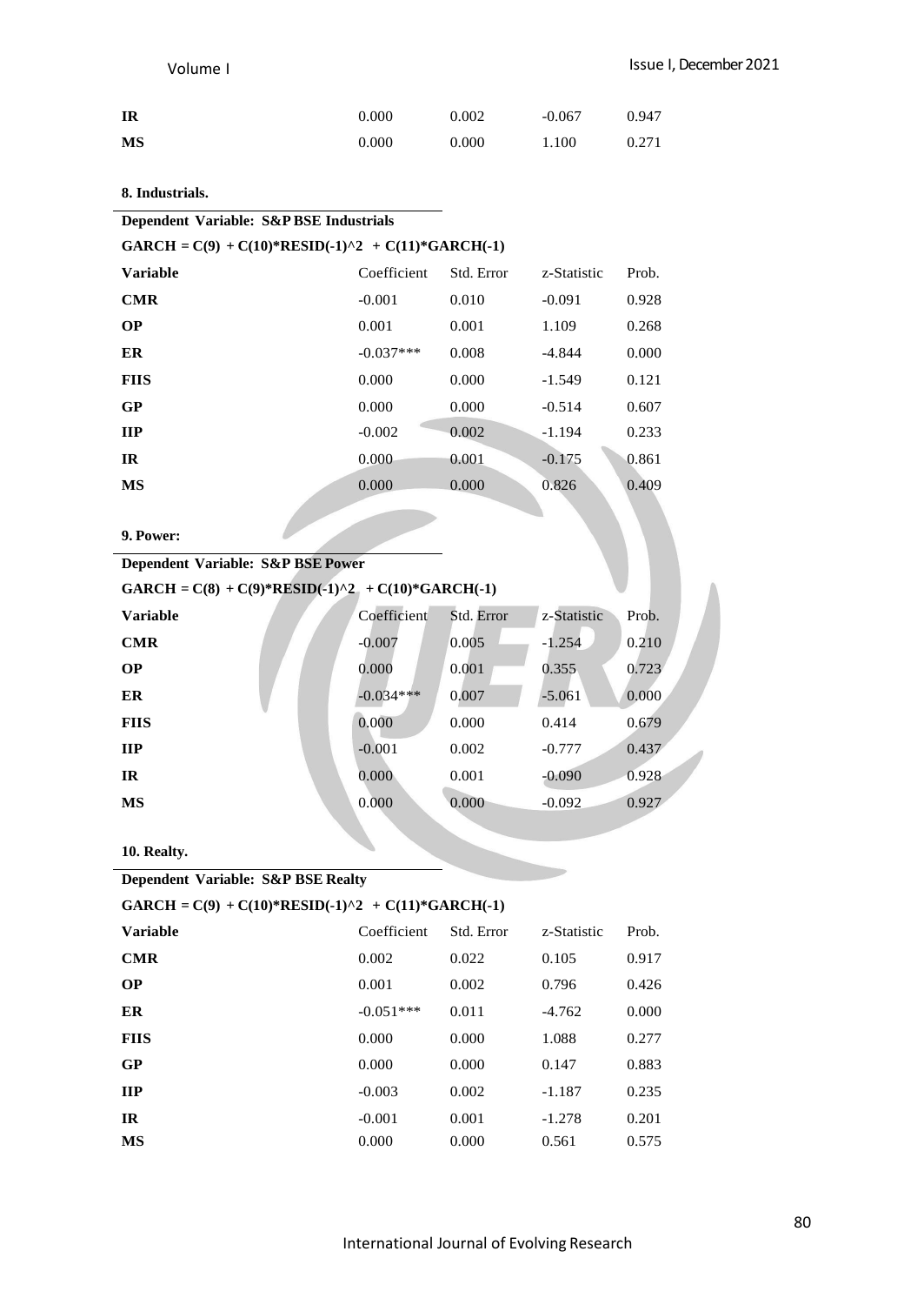| IR | 0.000 | 0.002 | -0.067 | 0.947 |
|---|---|---|---|---|
| MS | 0.000 | 0.000 | 1.100 | 0.271 |

**8. Industrials.**

**Dependent Variable: S&P BSE Industrials**

**GARCH = C(9) + C(10)*RESID(-1)^2 + C(11)*GARCH(-1)**

| Variable | Coefficient | Std. Error | z-Statistic | Prob. |
|---|---|---|---|---|
| **CMR** | -0.001 | 0.010 | -0.091 | 0.928 |
| **OP** | 0.001 | 0.001 | 1.109 | 0.268 |
| **ER** | -0.037*** | 0.008 | -4.844 | 0.000 |
| **FIIS** | 0.000 | 0.000 | -1.549 | 0.121 |
| **GP** | 0.000 | 0.000 | -0.514 | 0.607 |
| **IIP** | -0.002 | 0.002 | -1.194 | 0.233 |
| **IR** | 0.000 | 0.001 | -0.175 | 0.861 |
| **MS** | 0.000 | 0.000 | 0.826 | 0.409 |

**9. Power:**

**Dependent Variable: S&P BSE Power**

**GARCH = C(8) + C(9)*RESID(-1)^2 + C(10)*GARCH(-1)**

| Variable | Coefficient | Std. Error | z-Statistic | Prob. |
|---|---|---|---|---|
| **CMR** | -0.007 | 0.005 | -1.254 | 0.210 |
| **OP** | 0.000 | 0.001 | 0.355 | 0.723 |
| **ER** | -0.034*** | 0.007 | -5.061 | 0.000 |
| **FIIS** | 0.000 | 0.000 | 0.414 | 0.679 |
| **IIP** | -0.001 | 0.002 | -0.777 | 0.437 |
| **IR** | 0.000 | 0.001 | -0.090 | 0.928 |
| **MS** | 0.000 | 0.000 | -0.092 | 0.927 |

**10. Realty.**

**Dependent Variable: S&P BSE Realty**

**GARCH = C(9) + C(10)*RESID(-1)^2 + C(11)*GARCH(-1)**

| Variable | Coefficient | Std. Error | z-Statistic | Prob. |
|---|---|---|---|---|
| **CMR** | 0.002 | 0.022 | 0.105 | 0.917 |
| **OP** | 0.001 | 0.002 | 0.796 | 0.426 |
| **ER** | -0.051*** | 0.011 | -4.762 | 0.000 |
| **FIIS** | 0.000 | 0.000 | 1.088 | 0.277 |
| **GP** | 0.000 | 0.000 | 0.147 | 0.883 |
| **IIP** | -0.003 | 0.002 | -1.187 | 0.235 |
| **IR** | -0.001 | 0.001 | -1.278 | 0.201 |
| **MS** | 0.000 | 0.000 | 0.561 | 0.575 |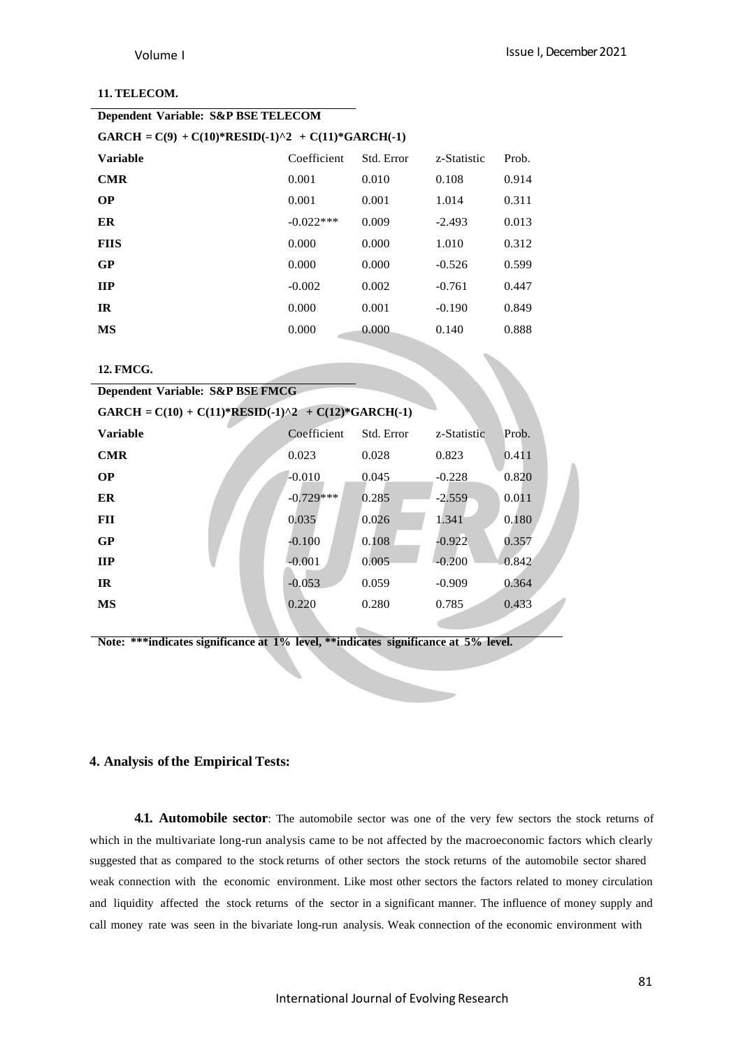**11. TELECOM.**

| Dependent Variable: S&P BSE TELECOM | | | | |
|---|---|---|---|---|
| GARCH = C(9) + C(10)*RESID(-1)^2 + C(11)*GARCH(-1) | | | | |
| **Variable** | Coefficient | Std. Error | z-Statistic | Prob. |
| **CMR** | 0.001 | 0.010 | 0.108 | 0.914 |
| **OP** | 0.001 | 0.001 | 1.014 | 0.311 |
| **ER** | -0.022*** | 0.009 | -2.493 | 0.013 |
| **FIIS** | 0.000 | 0.000 | 1.010 | 0.312 |
| **GP** | 0.000 | 0.000 | -0.526 | 0.599 |
| **IIP** | -0.002 | 0.002 | -0.761 | 0.447 |
| **IR** | 0.000 | 0.001 | -0.190 | 0.849 |
| **MS** | 0.000 | 0.000 | 0.140 | 0.888 |

**12. FMCG.**

| Dependent Variable: S&P BSE FMCG | | | | |
|---|---|---|---|---|
| GARCH = C(10) + C(11)*RESID(-1)^2 + C(12)*GARCH(-1) | | | | |
| **Variable** | Coefficient | Std. Error | z-Statistic | Prob. |
| **CMR** | 0.023 | 0.028 | 0.823 | 0.411 |
| **OP** | -0.010 | 0.045 | -0.228 | 0.820 |
| **ER** | -0.729*** | 0.285 | -2.559 | 0.011 |
| **FII** | 0.035 | 0.026 | 1.341 | 0.180 |
| **GP** | -0.100 | 0.108 | -0.922 | 0.357 |
| **IIP** | -0.001 | 0.005 | -0.200 | 0.842 |
| **IR** | -0.053 | 0.059 | -0.909 | 0.364 |
| **MS** | 0.220 | 0.280 | 0.785 | 0.433 |

**Note: ***indicates significance at 1% level, **indicates significance at 5% level.**

## 4. Analysis of the Empirical Tests:

**4.1. Automobile sector**: The automobile sector was one of the very few sectors the stock returns of which in the multivariate long-run analysis came to be not affected by the macroeconomic factors which clearly suggested that as compared to the stock returns of other sectors the stock returns of the automobile sector shared weak connection with the economic environment. Like most other sectors the factors related to money circulation and liquidity affected the stock returns of the sector in a significant manner. The influence of money supply and call money rate was seen in the bivariate long-run analysis. Weak connection of the economic environment with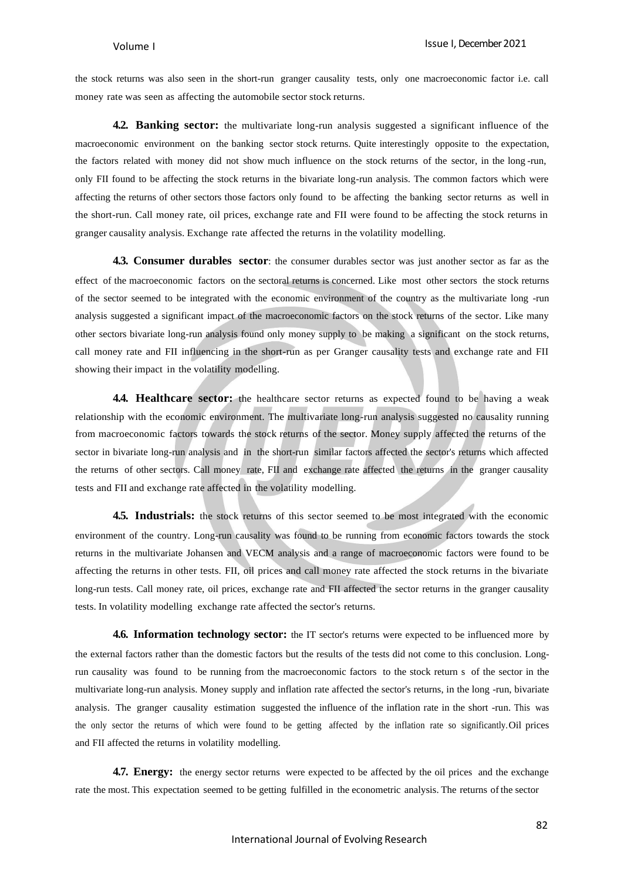the stock returns was also seen in the short-run granger causality tests, only one macroeconomic factor i.e. call money rate was seen as affecting the automobile sector stock returns.

**4.2. Banking sector:** the multivariate long-run analysis suggested a significant influence of the macroeconomic environment on the banking sector stock returns. Quite interestingly opposite to the expectation, the factors related with money did not show much influence on the stock returns of the sector, in the long -run, only FII found to be affecting the stock returns in the bivariate long-run analysis. The common factors which were affecting the returns of other sectors those factors only found to be affecting the banking sector returns as well in the short-run. Call money rate, oil prices, exchange rate and FII were found to be affecting the stock returns in granger causality analysis. Exchange rate affected the returns in the volatility modelling.

**4.3. Consumer durables sector**: the consumer durables sector was just another sector as far as the effect of the macroeconomic factors on the sectoral returns is concerned. Like most other sectors the stock returns of the sector seemed to be integrated with the economic environment of the country as the multivariate long -run analysis suggested a significant impact of the macroeconomic factors on the stock returns of the sector. Like many other sectors bivariate long-run analysis found only money supply to be making a significant on the stock returns, call money rate and FII influencing in the short-run as per Granger causality tests and exchange rate and FII showing their impact in the volatility modelling.

**4.4. Healthcare sector:** the healthcare sector returns as expected found to be having a weak relationship with the economic environment. The multivariate long-run analysis suggested no causality running from macroeconomic factors towards the stock returns of the sector. Money supply affected the returns of the sector in bivariate long-run analysis and in the short-run similar factors affected the sector's returns which affected the returns of other sectors. Call money rate, FII and exchange rate affected the returns in the granger causality tests and FII and exchange rate affected in the volatility modelling.

**4.5. Industrials:** the stock returns of this sector seemed to be most integrated with the economic environment of the country. Long-run causality was found to be running from economic factors towards the stock returns in the multivariate Johansen and VECM analysis and a range of macroeconomic factors were found to be affecting the returns in other tests. FII, oil prices and call money rate affected the stock returns in the bivariate long-run tests. Call money rate, oil prices, exchange rate and FII affected the sector returns in the granger causality tests. In volatility modelling exchange rate affected the sector's returns.

**4.6. Information technology sector:** the IT sector's returns were expected to be influenced more by the external factors rather than the domestic factors but the results of the tests did not come to this conclusion. Long-run causality was found to be running from the macroeconomic factors to the stock return s of the sector in the multivariate long-run analysis. Money supply and inflation rate affected the sector's returns, in the long -run, bivariate analysis. The granger causality estimation suggested the influence of the inflation rate in the short -run. This was the only sector the returns of which were found to be getting affected by the inflation rate so significantly. Oil prices and FII affected the returns in volatility modelling.

**4.7. Energy:** the energy sector returns were expected to be affected by the oil prices and the exchange rate the most. This expectation seemed to be getting fulfilled in the econometric analysis. The returns of the sector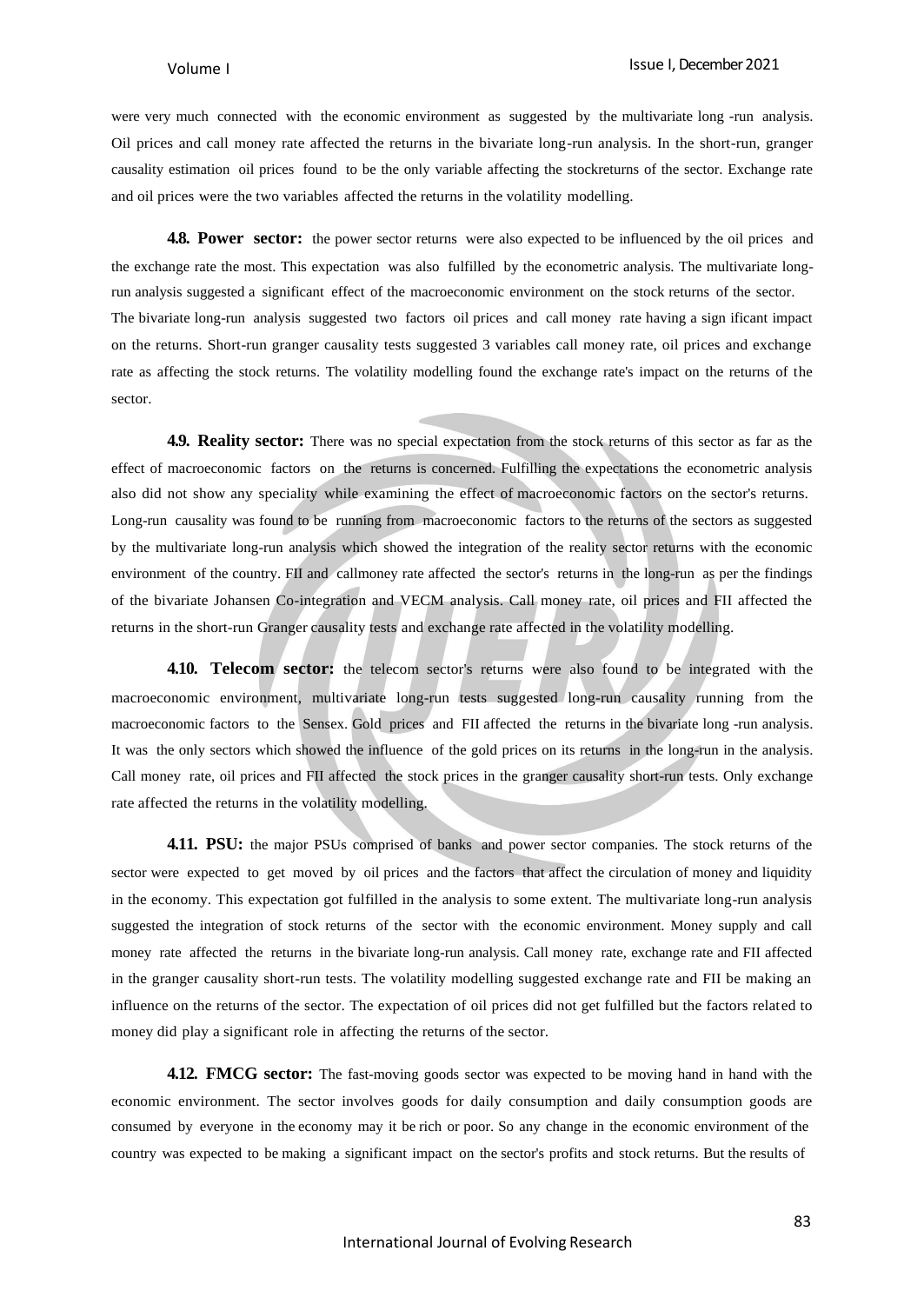were very much connected with the economic environment as suggested by the multivariate long -run analysis. Oil prices and call money rate affected the returns in the bivariate long-run analysis. In the short-run, granger causality estimation oil prices found to be the only variable affecting the stockreturns of the sector. Exchange rate and oil prices were the two variables affected the returns in the volatility modelling.

**4.8. Power sector:** the power sector returns were also expected to be influenced by the oil prices and the exchange rate the most. This expectation was also fulfilled by the econometric analysis. The multivariate long-run analysis suggested a significant effect of the macroeconomic environment on the stock returns of the sector. The bivariate long-run analysis suggested two factors oil prices and call money rate having a sign ificant impact on the returns. Short-run granger causality tests suggested 3 variables call money rate, oil prices and exchange rate as affecting the stock returns. The volatility modelling found the exchange rate's impact on the returns of the sector.

**4.9. Reality sector:** There was no special expectation from the stock returns of this sector as far as the effect of macroeconomic factors on the returns is concerned. Fulfilling the expectations the econometric analysis also did not show any speciality while examining the effect of macroeconomic factors on the sector's returns. Long-run causality was found to be running from macroeconomic factors to the returns of the sectors as suggested by the multivariate long-run analysis which showed the integration of the reality sector returns with the economic environment of the country. FII and callmoney rate affected the sector's returns in the long-run as per the findings of the bivariate Johansen Co-integration and VECM analysis. Call money rate, oil prices and FII affected the returns in the short-run Granger causality tests and exchange rate affected in the volatility modelling.

**4.10. Telecom sector:** the telecom sector's returns were also found to be integrated with the macroeconomic environment, multivariate long-run tests suggested long-run causality running from the macroeconomic factors to the Sensex. Gold prices and FII affected the returns in the bivariate long -run analysis. It was the only sectors which showed the influence of the gold prices on its returns in the long-run in the analysis. Call money rate, oil prices and FII affected the stock prices in the granger causality short-run tests. Only exchange rate affected the returns in the volatility modelling.

**4.11. PSU:** the major PSUs comprised of banks and power sector companies. The stock returns of the sector were expected to get moved by oil prices and the factors that affect the circulation of money and liquidity in the economy. This expectation got fulfilled in the analysis to some extent. The multivariate long-run analysis suggested the integration of stock returns of the sector with the economic environment. Money supply and call money rate affected the returns in the bivariate long-run analysis. Call money rate, exchange rate and FII affected in the granger causality short-run tests. The volatility modelling suggested exchange rate and FII be making an influence on the returns of the sector. The expectation of oil prices did not get fulfilled but the factors related to money did play a significant role in affecting the returns of the sector.

**4.12. FMCG sector:** The fast-moving goods sector was expected to be moving hand in hand with the economic environment. The sector involves goods for daily consumption and daily consumption goods are consumed by everyone in the economy may it be rich or poor. So any change in the economic environment of the country was expected to be making a significant impact on the sector's profits and stock returns. But the results of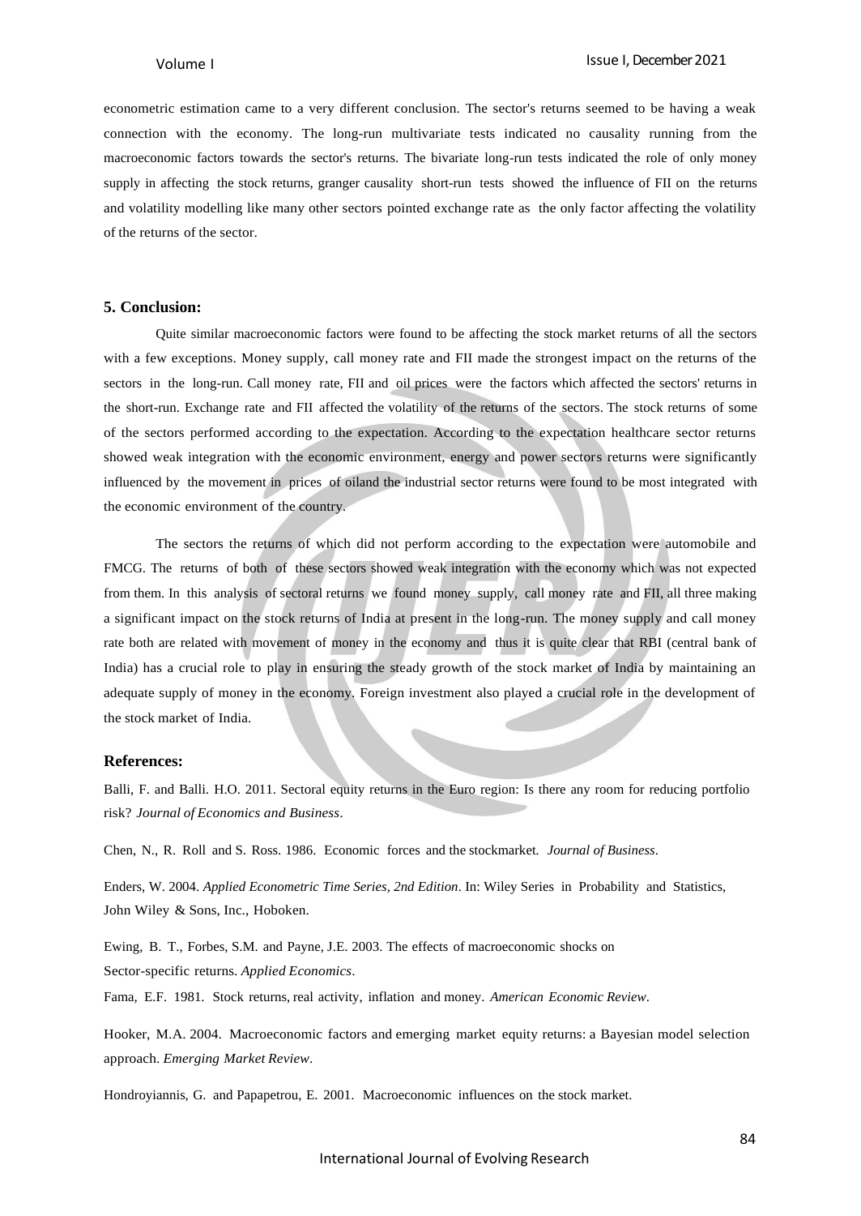econometric estimation came to a very different conclusion. The sector's returns seemed to be having a weak connection with the economy. The long-run multivariate tests indicated no causality running from the macroeconomic factors towards the sector's returns. The bivariate long-run tests indicated the role of only money supply in affecting the stock returns, granger causality short-run tests showed the influence of FII on the returns and volatility modelling like many other sectors pointed exchange rate as the only factor affecting the volatility of the returns of the sector.

## 5. Conclusion:

Quite similar macroeconomic factors were found to be affecting the stock market returns of all the sectors with a few exceptions. Money supply, call money rate and FII made the strongest impact on the returns of the sectors in the long-run. Call money rate, FII and oil prices were the factors which affected the sectors' returns in the short-run. Exchange rate and FII affected the volatility of the returns of the sectors. The stock returns of some of the sectors performed according to the expectation. According to the expectation healthcare sector returns showed weak integration with the economic environment, energy and power sectors returns were significantly influenced by the movement in prices of oiland the industrial sector returns were found to be most integrated with the economic environment of the country.

The sectors the returns of which did not perform according to the expectation were automobile and FMCG. The returns of both of these sectors showed weak integration with the economy which was not expected from them. In this analysis of sectoral returns we found money supply, call money rate and FII, all three making a significant impact on the stock returns of India at present in the long-run. The money supply and call money rate both are related with movement of money in the economy and thus it is quite clear that RBI (central bank of India) has a crucial role to play in ensuring the steady growth of the stock market of India by maintaining an adequate supply of money in the economy. Foreign investment also played a crucial role in the development of the stock market of India.

## References:

Balli, F. and Balli. H.O. 2011. Sectoral equity returns in the Euro region: Is there any room for reducing portfolio risk? *Journal of Economics and Business*.

Chen, N., R. Roll and S. Ross. 1986. Economic forces and the stockmarket. *Journal of Business*.

Enders, W. 2004. *Applied Econometric Time Series, 2nd Edition*. In: Wiley Series in Probability and Statistics, John Wiley & Sons, Inc., Hoboken.

Ewing, B. T., Forbes, S.M. and Payne, J.E. 2003. The effects of macroeconomic shocks on Sector-specific returns. *Applied Economics*.

Fama, E.F. 1981. Stock returns, real activity, inflation and money. *American Economic Review*.

Hooker, M.A. 2004. Macroeconomic factors and emerging market equity returns: a Bayesian model selection approach. *Emerging Market Review*.

Hondroyiannis, G. and Papapetrou, E. 2001. Macroeconomic influences on the stock market.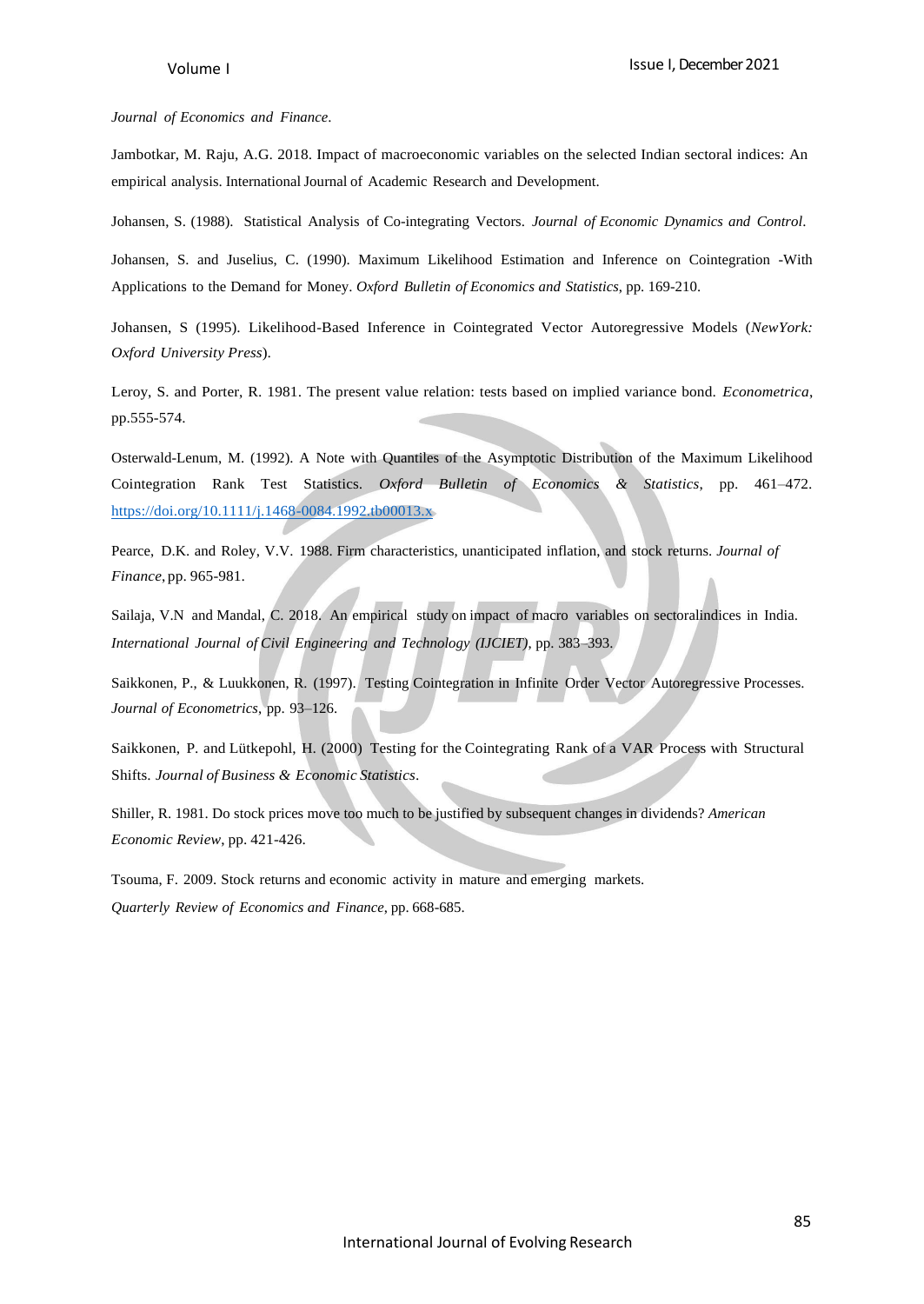*Journal of Economics and Finance*.

Jambotkar, M. Raju, A.G. 2018. Impact of macroeconomic variables on the selected Indian sectoral indices: An empirical analysis. International Journal of Academic Research and Development.

Johansen, S. (1988). Statistical Analysis of Co-integrating Vectors. *Journal of Economic Dynamics and Control*.

Johansen, S. and Juselius, C. (1990). Maximum Likelihood Estimation and Inference on Cointegration -With Applications to the Demand for Money. *Oxford Bulletin of Economics and Statistics*, pp. 169-210.

Johansen, S (1995). Likelihood-Based Inference in Cointegrated Vector Autoregressive Models (*NewYork: Oxford University Press*).

Leroy, S. and Porter, R. 1981. The present value relation: tests based on implied variance bond. *Econometrica*, pp.555-574.

Osterwald-Lenum, M. (1992). A Note with Quantiles of the Asymptotic Distribution of the Maximum Likelihood Cointegration Rank Test Statistics. *Oxford Bulletin of Economics & Statistics*, pp. 461–472. https://doi.org/10.1111/j.1468-0084.1992.tb00013.x

Pearce, D.K. and Roley, V.V. 1988. Firm characteristics, unanticipated inflation, and stock returns. *Journal of Finance*, pp. 965-981.

Sailaja, V.N and Mandal, C. 2018. An empirical study on impact of macro variables on sectoralindices in India. *International Journal of Civil Engineering and Technology (IJCIET)*, pp. 383–393.

Saikkonen, P., & Luukkonen, R. (1997). Testing Cointegration in Infinite Order Vector Autoregressive Processes. *Journal of Econometrics*, pp. 93–126.

Saikkonen, P. and Lütkepohl, H. (2000) Testing for the Cointegrating Rank of a VAR Process with Structural Shifts. *Journal of Business & Economic Statistics*.

Shiller, R. 1981. Do stock prices move too much to be justified by subsequent changes in dividends? *American Economic Review*, pp. 421-426.

Tsouma, F. 2009. Stock returns and economic activity in mature and emerging markets. *Quarterly Review of Economics and Finance*, pp. 668-685.